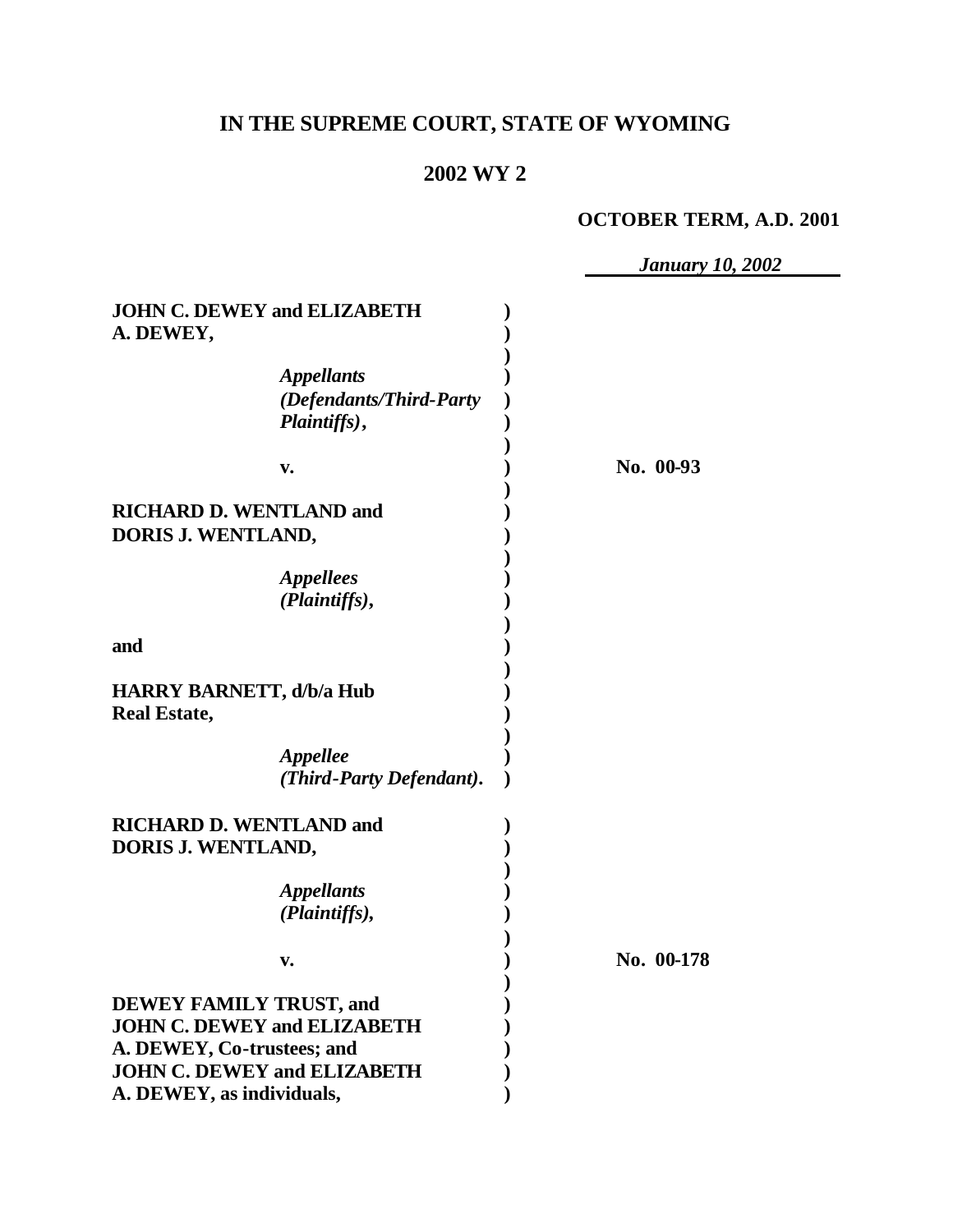# IN THE SUPREME COURT, STATE OF WYOMING

## 2002 WY 2

**OCTOBER TERM, A.D. 2001**

*January 10, 2002*

**JOHN C. DEWEY and ELIZABETH A. DEWEY,**

*Appellants (Defendants/Third-Party Plaintiffs),*

**v.**

**RICHARD D. WENTLAND and DORIS J. WENTLAND,**

*Appellees (Plaintiffs),*

**and**

**HARRY BARNETT, d/b/a Hub Real Estate,**

*Appellee (Third-Party Defendant).*

**No. 00-93**

**RICHARD D. WENTLAND and DORIS J. WENTLAND,**

*Appellants (Plaintiffs),*

**v.**

**DEWEY FAMILY TRUST, and JOHN C. DEWEY and ELIZABETH A. DEWEY, Co-trustees; and JOHN C. DEWEY and ELIZABETH A. DEWEY, as individuals,**

**No. 00-178**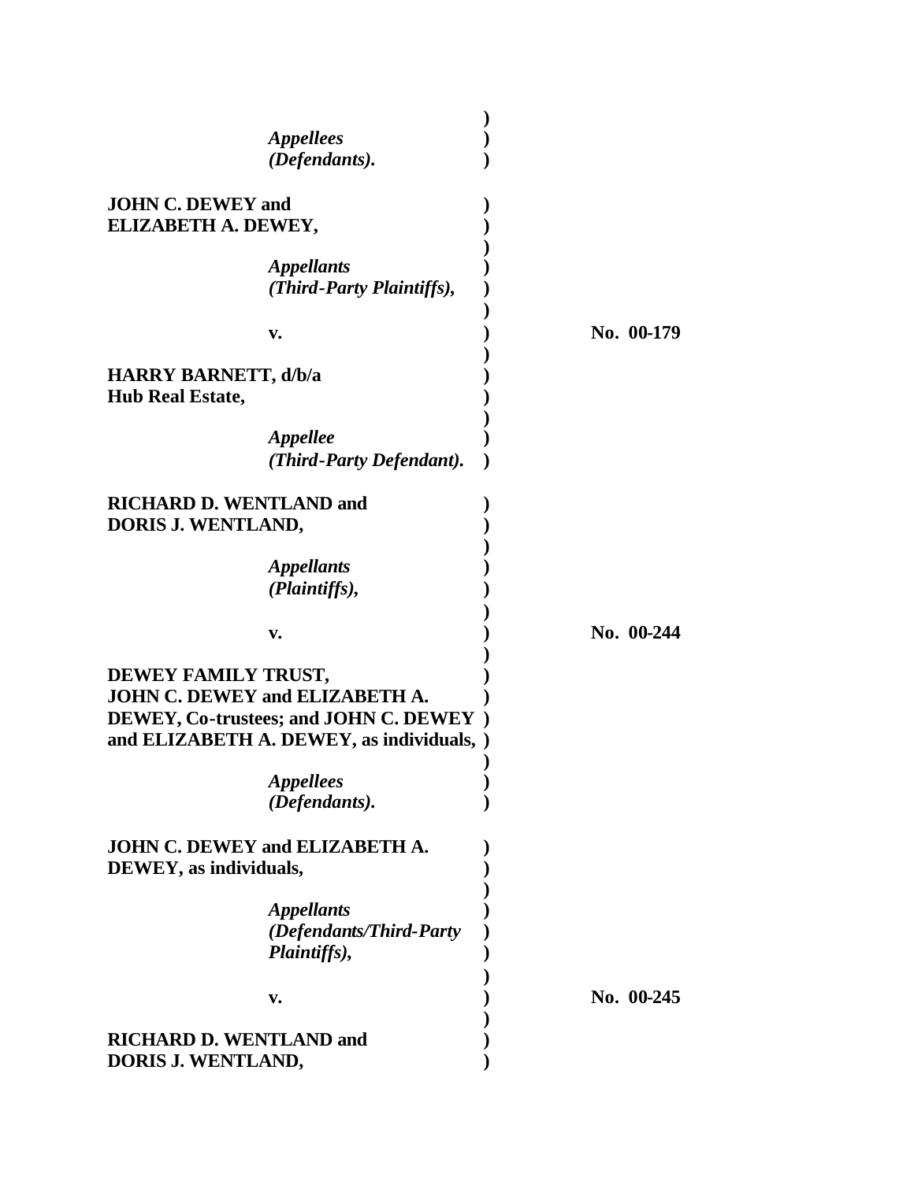*Appellees*
*(Defendants).*

**JOHN C. DEWEY and ELIZABETH A. DEWEY,**

*Appellants*
*(Third-Party Plaintiffs),*

**v.** **No. 00-179**

**HARRY BARNETT, d/b/a Hub Real Estate,**

*Appellee*
*(Third-Party Defendant).*

**RICHARD D. WENTLAND and DORIS J. WENTLAND,**

*Appellants*
*(Plaintiffs),*

**v.** **No. 00-244**

**DEWEY FAMILY TRUST, JOHN C. DEWEY and ELIZABETH A. DEWEY, Co-trustees; and JOHN C. DEWEY and ELIZABETH A. DEWEY, as individuals,**

*Appellees*
*(Defendants).*

**JOHN C. DEWEY and ELIZABETH A. DEWEY, as individuals,**

*Appellants*
*(Defendants/Third-Party Plaintiffs),*

**v.** **No. 00-245**

**RICHARD D. WENTLAND and DORIS J. WENTLAND,**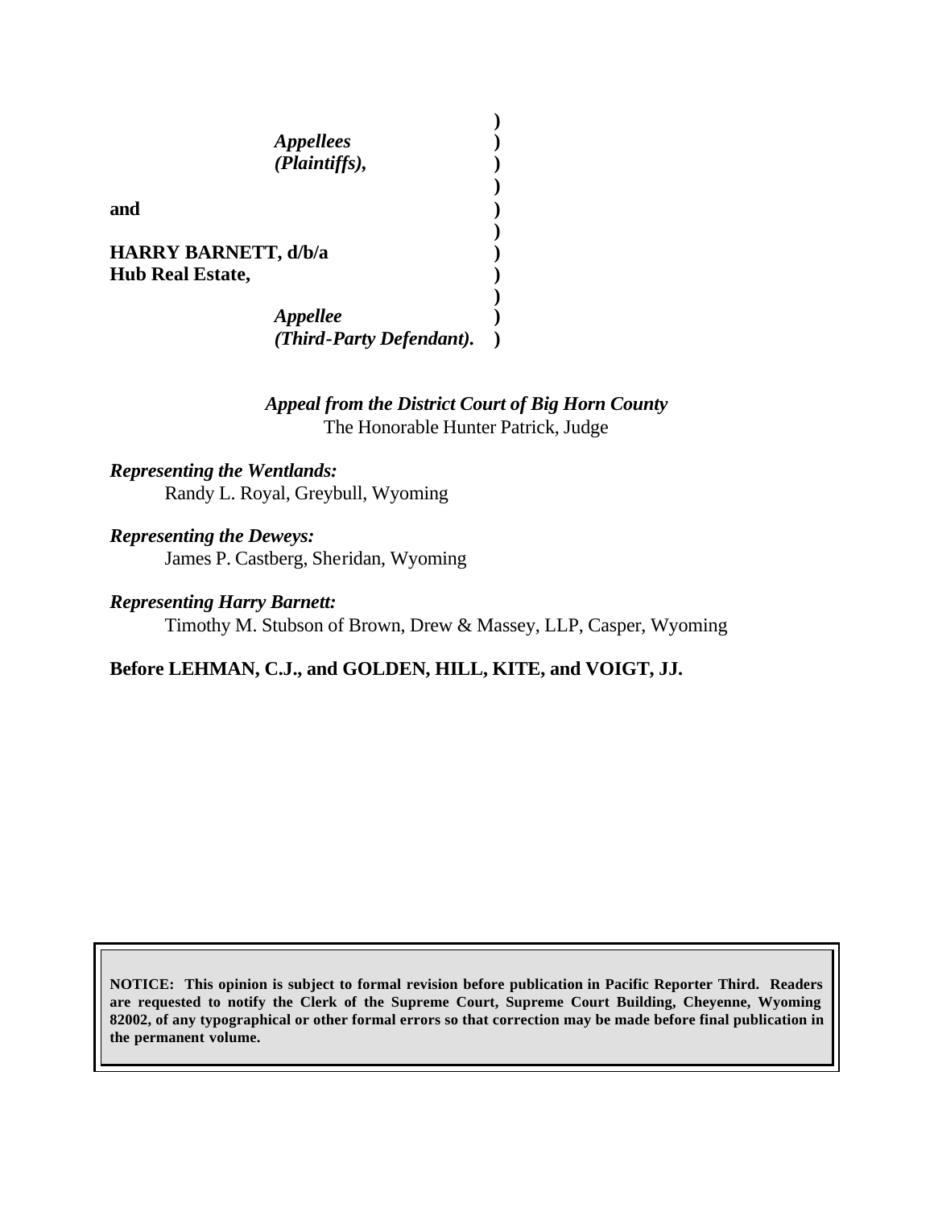*Appellees*
*(Plaintiffs),*

**and**

**HARRY BARNETT, d/b/a**
**Hub Real Estate,**

*Appellee*
*(Third-Party Defendant).*

*Appeal from the District Court of Big Horn County*
The Honorable Hunter Patrick, Judge

*Representing the Wentlands:*
Randy L. Royal, Greybull, Wyoming

*Representing the Deweys:*
James P. Castberg, Sheridan, Wyoming

*Representing Harry Barnett:*
Timothy M. Stubson of Brown, Drew & Massey, LLP, Casper, Wyoming

**Before LEHMAN, C.J., and GOLDEN, HILL, KITE, and VOIGT, JJ.**

**NOTICE: This opinion is subject to formal revision before publication in Pacific Reporter Third. Readers are requested to notify the Clerk of the Supreme Court, Supreme Court Building, Cheyenne, Wyoming 82002, of any typographical or other formal errors so that correction may be made before final publication in the permanent volume.**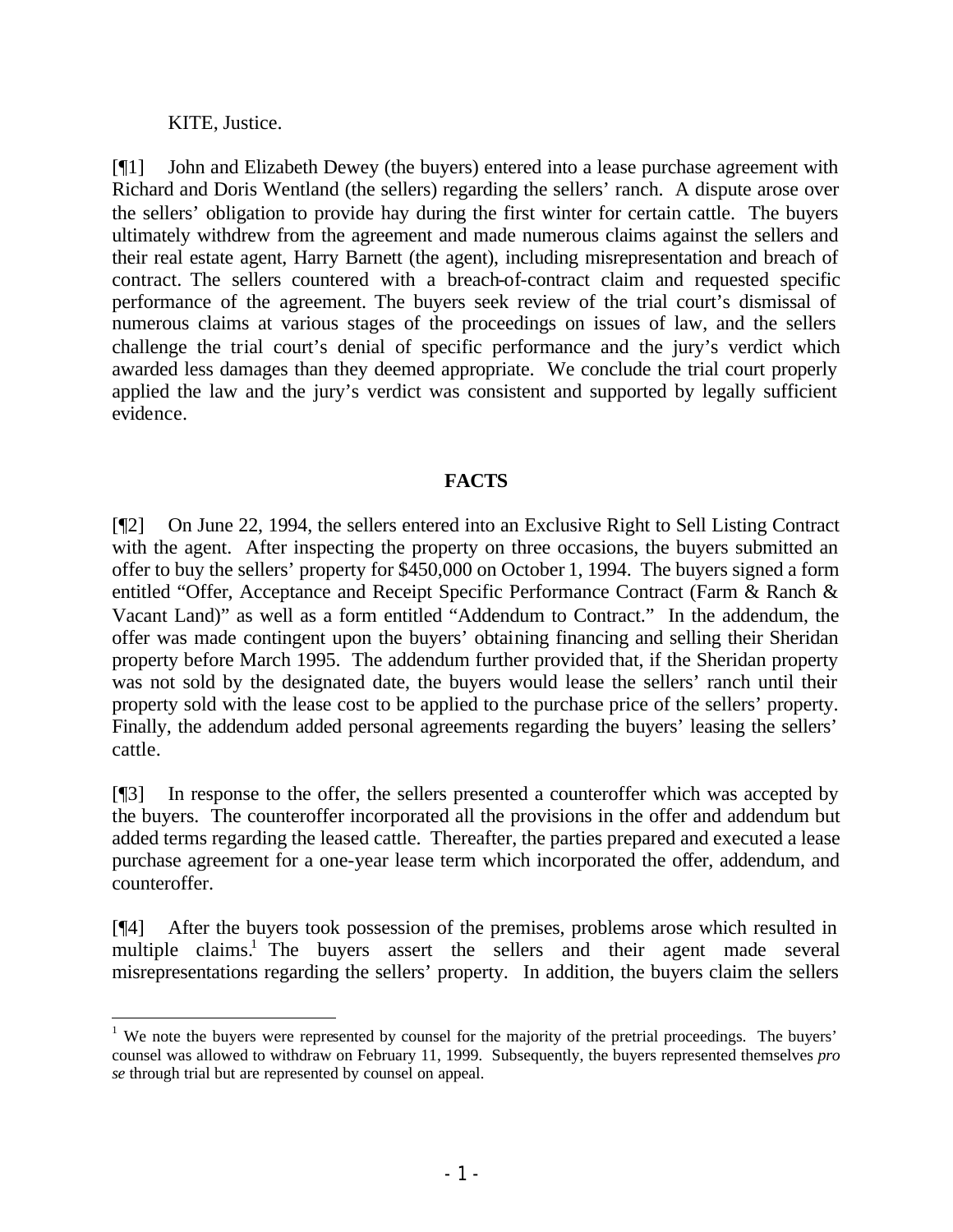KITE, Justice.

[¶1] John and Elizabeth Dewey (the buyers) entered into a lease purchase agreement with Richard and Doris Wentland (the sellers) regarding the sellers' ranch. A dispute arose over the sellers' obligation to provide hay during the first winter for certain cattle. The buyers ultimately withdrew from the agreement and made numerous claims against the sellers and their real estate agent, Harry Barnett (the agent), including misrepresentation and breach of contract. The sellers countered with a breach-of-contract claim and requested specific performance of the agreement. The buyers seek review of the trial court's dismissal of numerous claims at various stages of the proceedings on issues of law, and the sellers challenge the trial court's denial of specific performance and the jury's verdict which awarded less damages than they deemed appropriate. We conclude the trial court properly applied the law and the jury's verdict was consistent and supported by legally sufficient evidence.

## FACTS

[¶2] On June 22, 1994, the sellers entered into an Exclusive Right to Sell Listing Contract with the agent. After inspecting the property on three occasions, the buyers submitted an offer to buy the sellers' property for $450,000 on October 1, 1994. The buyers signed a form entitled "Offer, Acceptance and Receipt Specific Performance Contract (Farm & Ranch & Vacant Land)" as well as a form entitled "Addendum to Contract." In the addendum, the offer was made contingent upon the buyers' obtaining financing and selling their Sheridan property before March 1995. The addendum further provided that, if the Sheridan property was not sold by the designated date, the buyers would lease the sellers' ranch until their property sold with the lease cost to be applied to the purchase price of the sellers' property. Finally, the addendum added personal agreements regarding the buyers' leasing the sellers' cattle.

[¶3] In response to the offer, the sellers presented a counteroffer which was accepted by the buyers. The counteroffer incorporated all the provisions in the offer and addendum but added terms regarding the leased cattle. Thereafter, the parties prepared and executed a lease purchase agreement for a one-year lease term which incorporated the offer, addendum, and counteroffer.

[¶4] After the buyers took possession of the premises, problems arose which resulted in multiple claims.[1] The buyers assert the sellers and their agent made several misrepresentations regarding the sellers' property. In addition, the buyers claim the sellers

[1] We note the buyers were represented by counsel for the majority of the pretrial proceedings. The buyers' counsel was allowed to withdraw on February 11, 1999. Subsequently, the buyers represented themselves *pro se* through trial but are represented by counsel on appeal.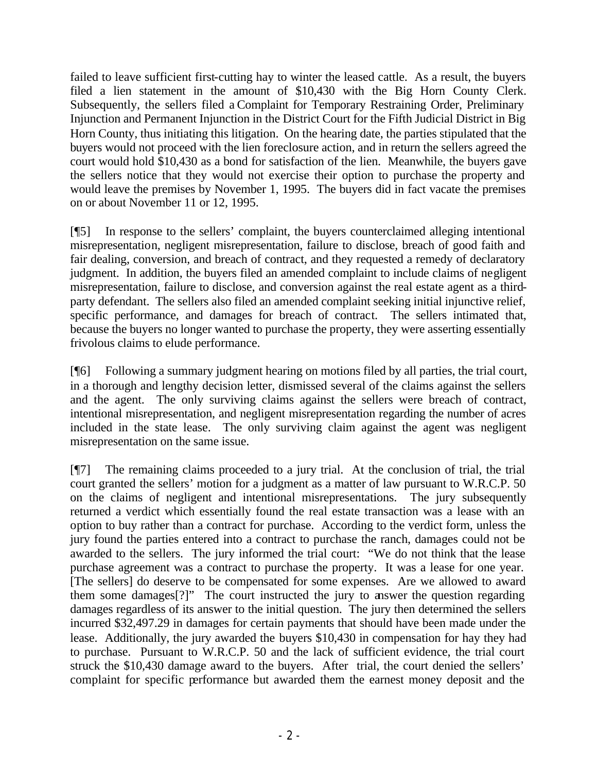failed to leave sufficient first-cutting hay to winter the leased cattle. As a result, the buyers filed a lien statement in the amount of $10,430 with the Big Horn County Clerk. Subsequently, the sellers filed a Complaint for Temporary Restraining Order, Preliminary Injunction and Permanent Injunction in the District Court for the Fifth Judicial District in Big Horn County, thus initiating this litigation. On the hearing date, the parties stipulated that the buyers would not proceed with the lien foreclosure action, and in return the sellers agreed the court would hold $10,430 as a bond for satisfaction of the lien. Meanwhile, the buyers gave the sellers notice that they would not exercise their option to purchase the property and would leave the premises by November 1, 1995. The buyers did in fact vacate the premises on or about November 11 or 12, 1995.

[¶5] In response to the sellers' complaint, the buyers counterclaimed alleging intentional misrepresentation, negligent misrepresentation, failure to disclose, breach of good faith and fair dealing, conversion, and breach of contract, and they requested a remedy of declaratory judgment. In addition, the buyers filed an amended complaint to include claims of negligent misrepresentation, failure to disclose, and conversion against the real estate agent as a third-party defendant. The sellers also filed an amended complaint seeking initial injunctive relief, specific performance, and damages for breach of contract. The sellers intimated that, because the buyers no longer wanted to purchase the property, they were asserting essentially frivolous claims to elude performance.

[¶6] Following a summary judgment hearing on motions filed by all parties, the trial court, in a thorough and lengthy decision letter, dismissed several of the claims against the sellers and the agent. The only surviving claims against the sellers were breach of contract, intentional misrepresentation, and negligent misrepresentation regarding the number of acres included in the state lease. The only surviving claim against the agent was negligent misrepresentation on the same issue.

[¶7] The remaining claims proceeded to a jury trial. At the conclusion of trial, the trial court granted the sellers' motion for a judgment as a matter of law pursuant to W.R.C.P. 50 on the claims of negligent and intentional misrepresentations. The jury subsequently returned a verdict which essentially found the real estate transaction was a lease with an option to buy rather than a contract for purchase. According to the verdict form, unless the jury found the parties entered into a contract to purchase the ranch, damages could not be awarded to the sellers. The jury informed the trial court: "We do not think that the lease purchase agreement was a contract to purchase the property. It was a lease for one year. [The sellers] do deserve to be compensated for some expenses. Are we allowed to award them some damages[?]" The court instructed the jury to answer the question regarding damages regardless of its answer to the initial question. The jury then determined the sellers incurred $32,497.29 in damages for certain payments that should have been made under the lease. Additionally, the jury awarded the buyers $10,430 in compensation for hay they had to purchase. Pursuant to W.R.C.P. 50 and the lack of sufficient evidence, the trial court struck the $10,430 damage award to the buyers. After trial, the court denied the sellers' complaint for specific performance but awarded them the earnest money deposit and the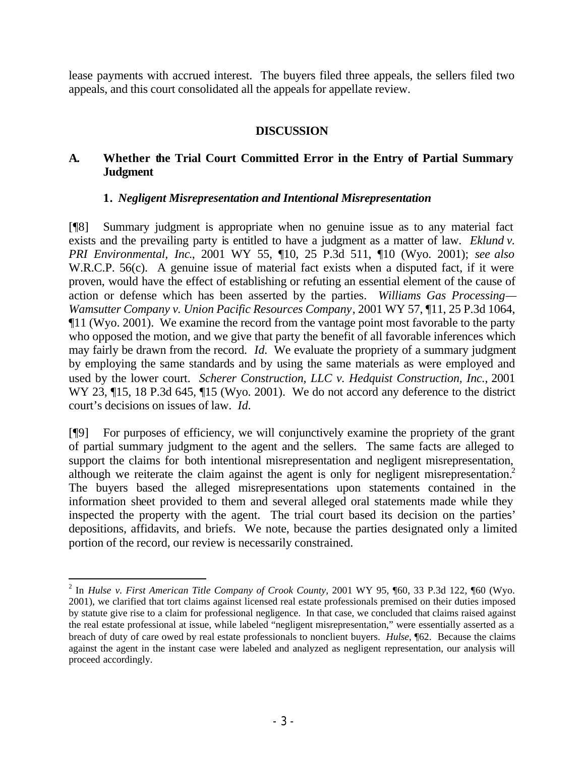lease payments with accrued interest. The buyers filed three appeals, the sellers filed two appeals, and this court consolidated all the appeals for appellate review.

## DISCUSSION

### A. Whether the Trial Court Committed Error in the Entry of Partial Summary Judgment

#### 1. *Negligent Misrepresentation and Intentional Misrepresentation*

[¶8] Summary judgment is appropriate when no genuine issue as to any material fact exists and the prevailing party is entitled to have a judgment as a matter of law. *Eklund v. PRI Environmental, Inc.*, 2001 WY 55, ¶10, 25 P.3d 511, ¶10 (Wyo. 2001); *see also* W.R.C.P. 56(c). A genuine issue of material fact exists when a disputed fact, if it were proven, would have the effect of establishing or refuting an essential element of the cause of action or defense which has been asserted by the parties. *Williams Gas Processing—Wamsutter Company v. Union Pacific Resources Company*, 2001 WY 57, ¶11, 25 P.3d 1064, ¶11 (Wyo. 2001). We examine the record from the vantage point most favorable to the party who opposed the motion, and we give that party the benefit of all favorable inferences which may fairly be drawn from the record. *Id.* We evaluate the propriety of a summary judgment by employing the same standards and by using the same materials as were employed and used by the lower court. *Scherer Construction, LLC v. Hedquist Construction, Inc.*, 2001 WY 23, ¶15, 18 P.3d 645, ¶15 (Wyo. 2001). We do not accord any deference to the district court's decisions on issues of law. *Id.*

[¶9] For purposes of efficiency, we will conjunctively examine the propriety of the grant of partial summary judgment to the agent and the sellers. The same facts are alleged to support the claims for both intentional misrepresentation and negligent misrepresentation, although we reiterate the claim against the agent is only for negligent misrepresentation.[2] The buyers based the alleged misrepresentations upon statements contained in the information sheet provided to them and several alleged oral statements made while they inspected the property with the agent. The trial court based its decision on the parties' depositions, affidavits, and briefs. We note, because the parties designated only a limited portion of the record, our review is necessarily constrained.

[2] In *Hulse v. First American Title Company of Crook County*, 2001 WY 95, ¶60, 33 P.3d 122, ¶60 (Wyo. 2001), we clarified that tort claims against licensed real estate professionals premised on their duties imposed by statute give rise to a claim for professional negligence. In that case, we concluded that claims raised against the real estate professional at issue, while labeled "negligent misrepresentation," were essentially asserted as a breach of duty of care owed by real estate professionals to nonclient buyers. *Hulse*, ¶62. Because the claims against the agent in the instant case were labeled and analyzed as negligent representation, our analysis will proceed accordingly.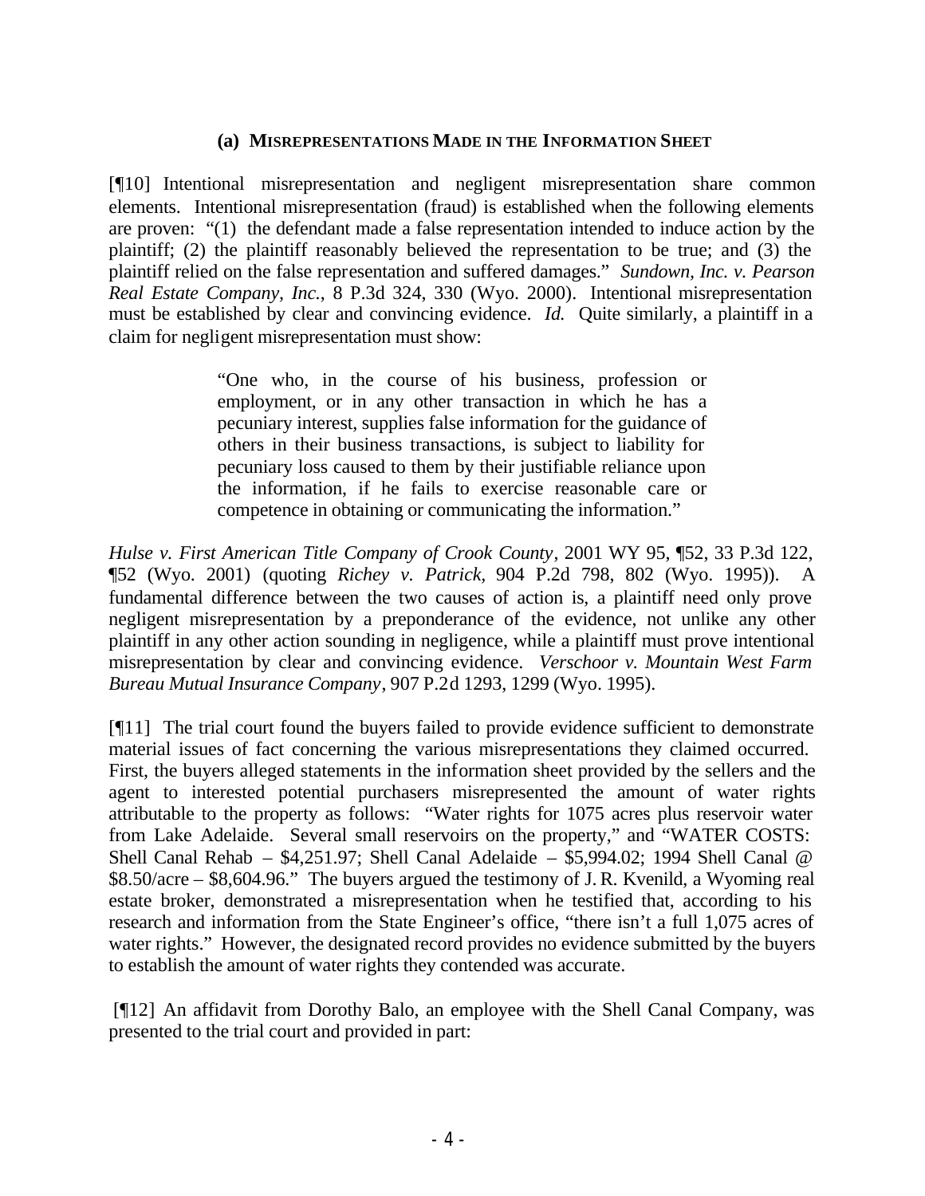### (a) MISREPRESENTATIONS MADE IN THE INFORMATION SHEET

[¶10] Intentional misrepresentation and negligent misrepresentation share common elements. Intentional misrepresentation (fraud) is established when the following elements are proven: "(1) the defendant made a false representation intended to induce action by the plaintiff; (2) the plaintiff reasonably believed the representation to be true; and (3) the plaintiff relied on the false representation and suffered damages." *Sundown, Inc. v. Pearson Real Estate Company, Inc.*, 8 P.3d 324, 330 (Wyo. 2000). Intentional misrepresentation must be established by clear and convincing evidence. *Id.* Quite similarly, a plaintiff in a claim for negligent misrepresentation must show:

> "One who, in the course of his business, profession or employment, or in any other transaction in which he has a pecuniary interest, supplies false information for the guidance of others in their business transactions, is subject to liability for pecuniary loss caused to them by their justifiable reliance upon the information, if he fails to exercise reasonable care or competence in obtaining or communicating the information."

*Hulse v. First American Title Company of Crook County*, 2001 WY 95, ¶52, 33 P.3d 122, ¶52 (Wyo. 2001) (quoting *Richey v. Patrick*, 904 P.2d 798, 802 (Wyo. 1995)). A fundamental difference between the two causes of action is, a plaintiff need only prove negligent misrepresentation by a preponderance of the evidence, not unlike any other plaintiff in any other action sounding in negligence, while a plaintiff must prove intentional misrepresentation by clear and convincing evidence. *Verschoor v. Mountain West Farm Bureau Mutual Insurance Company*, 907 P.2d 1293, 1299 (Wyo. 1995).

[¶11] The trial court found the buyers failed to provide evidence sufficient to demonstrate material issues of fact concerning the various misrepresentations they claimed occurred. First, the buyers alleged statements in the information sheet provided by the sellers and the agent to interested potential purchasers misrepresented the amount of water rights attributable to the property as follows: "Water rights for 1075 acres plus reservoir water from Lake Adelaide. Several small reservoirs on the property," and "WATER COSTS: Shell Canal Rehab – $4,251.97; Shell Canal Adelaide – $5,994.02; 1994 Shell Canal @ $8.50/acre – $8,604.96." The buyers argued the testimony of J. R. Kvenild, a Wyoming real estate broker, demonstrated a misrepresentation when he testified that, according to his research and information from the State Engineer's office, "there isn't a full 1,075 acres of water rights." However, the designated record provides no evidence submitted by the buyers to establish the amount of water rights they contended was accurate.

[¶12] An affidavit from Dorothy Balo, an employee with the Shell Canal Company, was presented to the trial court and provided in part: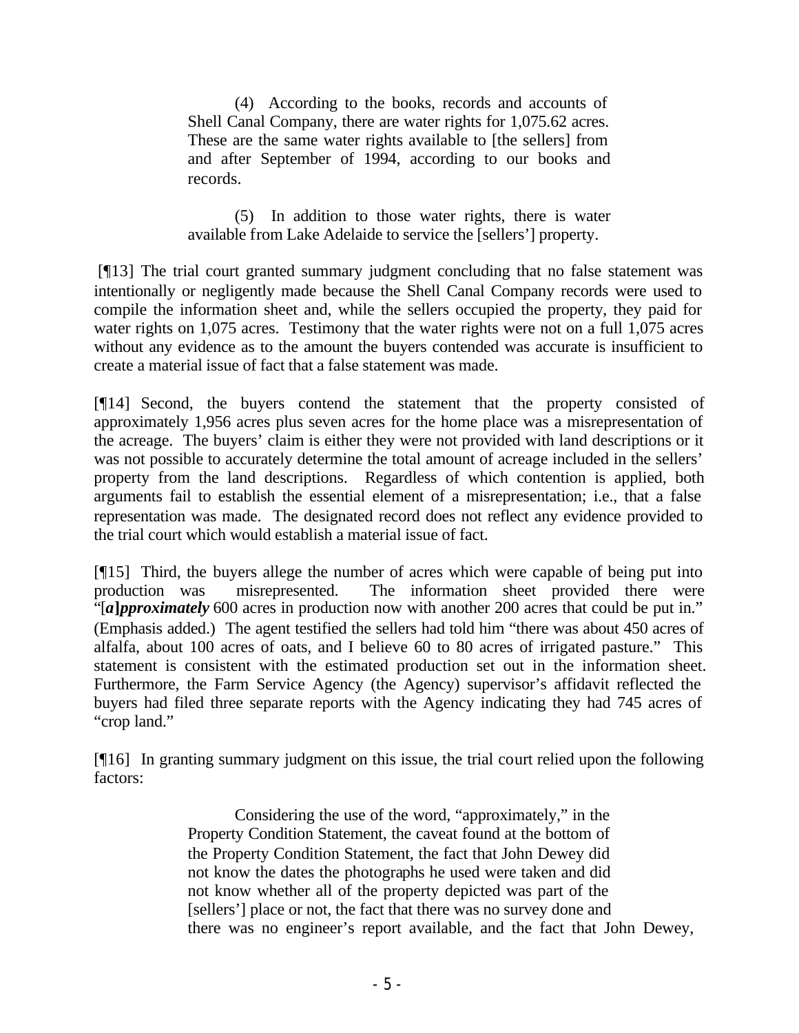> (4) According to the books, records and accounts of Shell Canal Company, there are water rights for 1,075.62 acres. These are the same water rights available to [the sellers] from and after September of 1994, according to our books and records.
>
> (5) In addition to those water rights, there is water available from Lake Adelaide to service the [sellers'] property.

[¶13] The trial court granted summary judgment concluding that no false statement was intentionally or negligently made because the Shell Canal Company records were used to compile the information sheet and, while the sellers occupied the property, they paid for water rights on 1,075 acres. Testimony that the water rights were not on a full 1,075 acres without any evidence as to the amount the buyers contended was accurate is insufficient to create a material issue of fact that a false statement was made.

[¶14] Second, the buyers contend the statement that the property consisted of approximately 1,956 acres plus seven acres for the home place was a misrepresentation of the acreage. The buyers' claim is either they were not provided with land descriptions or it was not possible to accurately determine the total amount of acreage included in the sellers' property from the land descriptions. Regardless of which contention is applied, both arguments fail to establish the essential element of a misrepresentation; i.e., that a false representation was made. The designated record does not reflect any evidence provided to the trial court which would establish a material issue of fact.

[¶15] Third, the buyers allege the number of acres which were capable of being put into production was misrepresented. The information sheet provided there were "[***a*]*pproximately*** 600 acres in production now with another 200 acres that could be put in." (Emphasis added.) The agent testified the sellers had told him "there was about 450 acres of alfalfa, about 100 acres of oats, and I believe 60 to 80 acres of irrigated pasture." This statement is consistent with the estimated production set out in the information sheet. Furthermore, the Farm Service Agency (the Agency) supervisor's affidavit reflected the buyers had filed three separate reports with the Agency indicating they had 745 acres of "crop land."

[¶16] In granting summary judgment on this issue, the trial court relied upon the following factors:

> Considering the use of the word, "approximately," in the Property Condition Statement, the caveat found at the bottom of the Property Condition Statement, the fact that John Dewey did not know the dates the photographs he used were taken and did not know whether all of the property depicted was part of the [sellers'] place or not, the fact that there was no survey done and there was no engineer's report available, and the fact that John Dewey,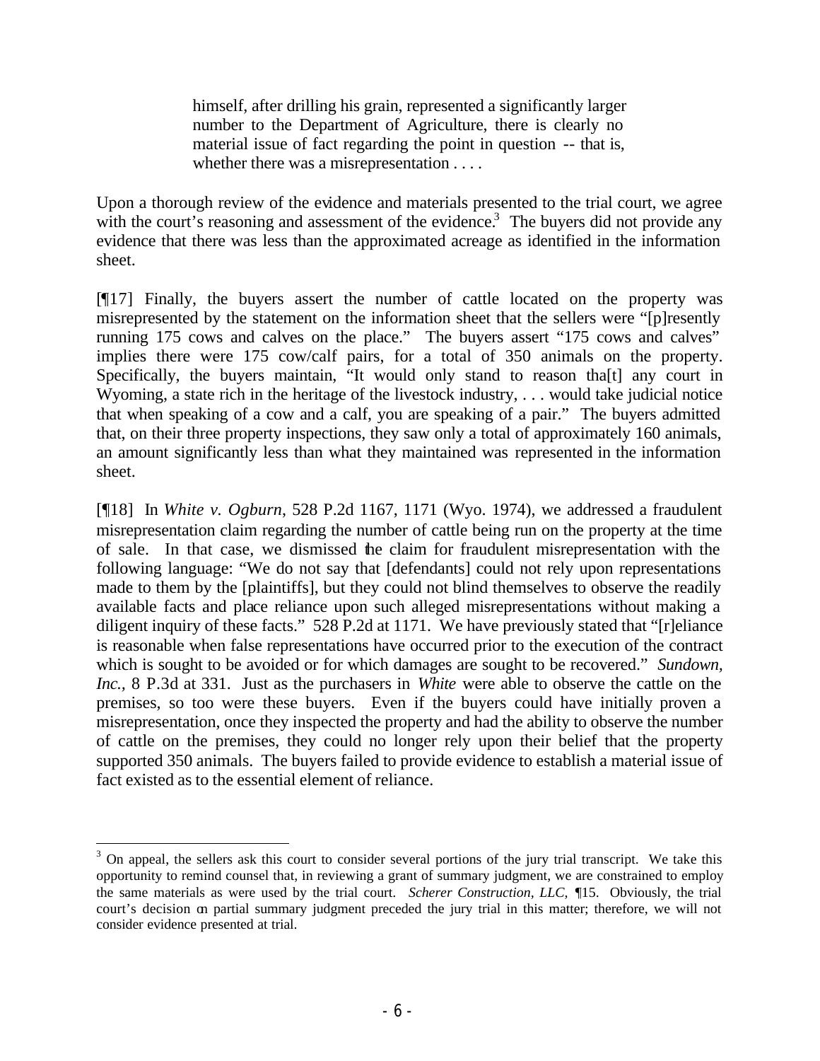> himself, after drilling his grain, represented a significantly larger number to the Department of Agriculture, there is clearly no material issue of fact regarding the point in question -- that is, whether there was a misrepresentation . . . .

Upon a thorough review of the evidence and materials presented to the trial court, we agree with the court's reasoning and assessment of the evidence.[3] The buyers did not provide any evidence that there was less than the approximated acreage as identified in the information sheet.

[¶17] Finally, the buyers assert the number of cattle located on the property was misrepresented by the statement on the information sheet that the sellers were "[p]resently running 175 cows and calves on the place." The buyers assert "175 cows and calves" implies there were 175 cow/calf pairs, for a total of 350 animals on the property. Specifically, the buyers maintain, "It would only stand to reason tha[t] any court in Wyoming, a state rich in the heritage of the livestock industry, . . . would take judicial notice that when speaking of a cow and a calf, you are speaking of a pair." The buyers admitted that, on their three property inspections, they saw only a total of approximately 160 animals, an amount significantly less than what they maintained was represented in the information sheet.

[¶18] In *White v. Ogburn*, 528 P.2d 1167, 1171 (Wyo. 1974), we addressed a fraudulent misrepresentation claim regarding the number of cattle being run on the property at the time of sale. In that case, we dismissed the claim for fraudulent misrepresentation with the following language: "We do not say that [defendants] could not rely upon representations made to them by the [plaintiffs], but they could not blind themselves to observe the readily available facts and place reliance upon such alleged misrepresentations without making a diligent inquiry of these facts." 528 P.2d at 1171. We have previously stated that "[r]eliance is reasonable when false representations have occurred prior to the execution of the contract which is sought to be avoided or for which damages are sought to be recovered." *Sundown, Inc.*, 8 P.3d at 331. Just as the purchasers in *White* were able to observe the cattle on the premises, so too were these buyers. Even if the buyers could have initially proven a misrepresentation, once they inspected the property and had the ability to observe the number of cattle on the premises, they could no longer rely upon their belief that the property supported 350 animals. The buyers failed to provide evidence to establish a material issue of fact existed as to the essential element of reliance.

---

[3] On appeal, the sellers ask this court to consider several portions of the jury trial transcript. We take this opportunity to remind counsel that, in reviewing a grant of summary judgment, we are constrained to employ the same materials as were used by the trial court. *Scherer Construction, LLC,* ¶15. Obviously, the trial court's decision on partial summary judgment preceded the jury trial in this matter; therefore, we will not consider evidence presented at trial.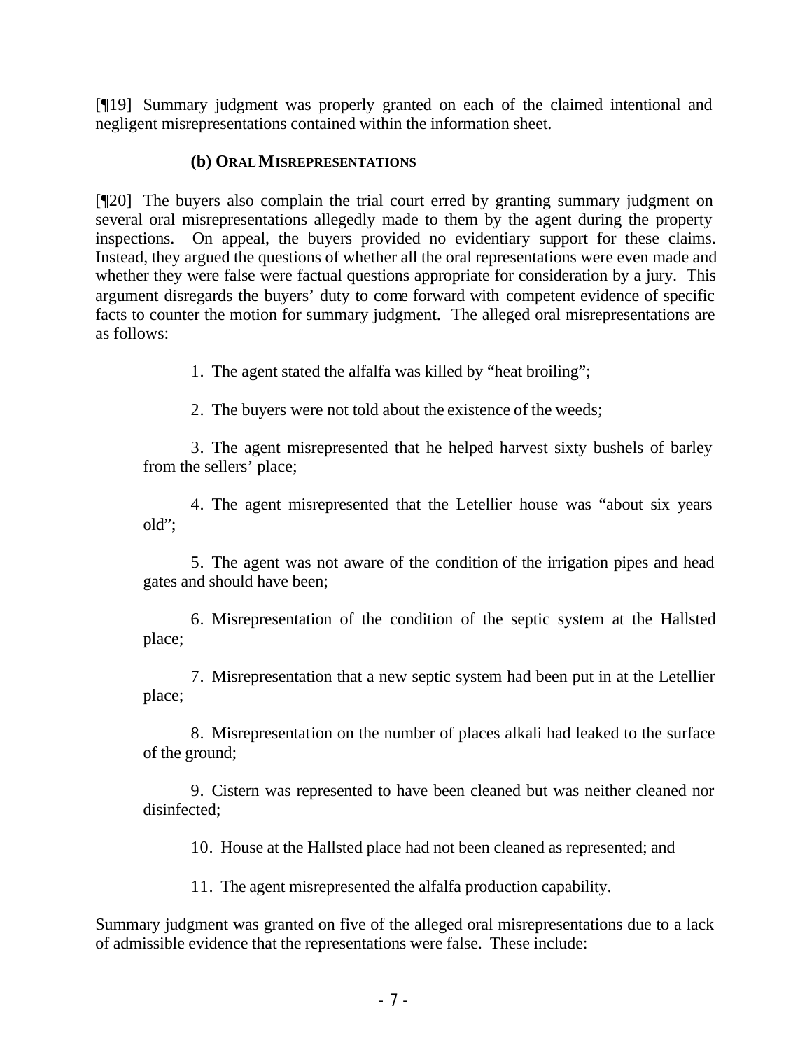[¶19] Summary judgment was properly granted on each of the claimed intentional and negligent misrepresentations contained within the information sheet.

### (b) ORAL MISREPRESENTATIONS

[¶20] The buyers also complain the trial court erred by granting summary judgment on several oral misrepresentations allegedly made to them by the agent during the property inspections. On appeal, the buyers provided no evidentiary support for these claims. Instead, they argued the questions of whether all the oral representations were even made and whether they were false were factual questions appropriate for consideration by a jury. This argument disregards the buyers' duty to come forward with competent evidence of specific facts to counter the motion for summary judgment. The alleged oral misrepresentations are as follows:

1. The agent stated the alfalfa was killed by "heat broiling";

2. The buyers were not told about the existence of the weeds;

3. The agent misrepresented that he helped harvest sixty bushels of barley from the sellers' place;

4. The agent misrepresented that the Letellier house was "about six years old";

5. The agent was not aware of the condition of the irrigation pipes and head gates and should have been;

6. Misrepresentation of the condition of the septic system at the Hallsted place;

7. Misrepresentation that a new septic system had been put in at the Letellier place;

8. Misrepresentation on the number of places alkali had leaked to the surface of the ground;

9. Cistern was represented to have been cleaned but was neither cleaned nor disinfected;

10. House at the Hallsted place had not been cleaned as represented; and

11. The agent misrepresented the alfalfa production capability.

Summary judgment was granted on five of the alleged oral misrepresentations due to a lack of admissible evidence that the representations were false. These include: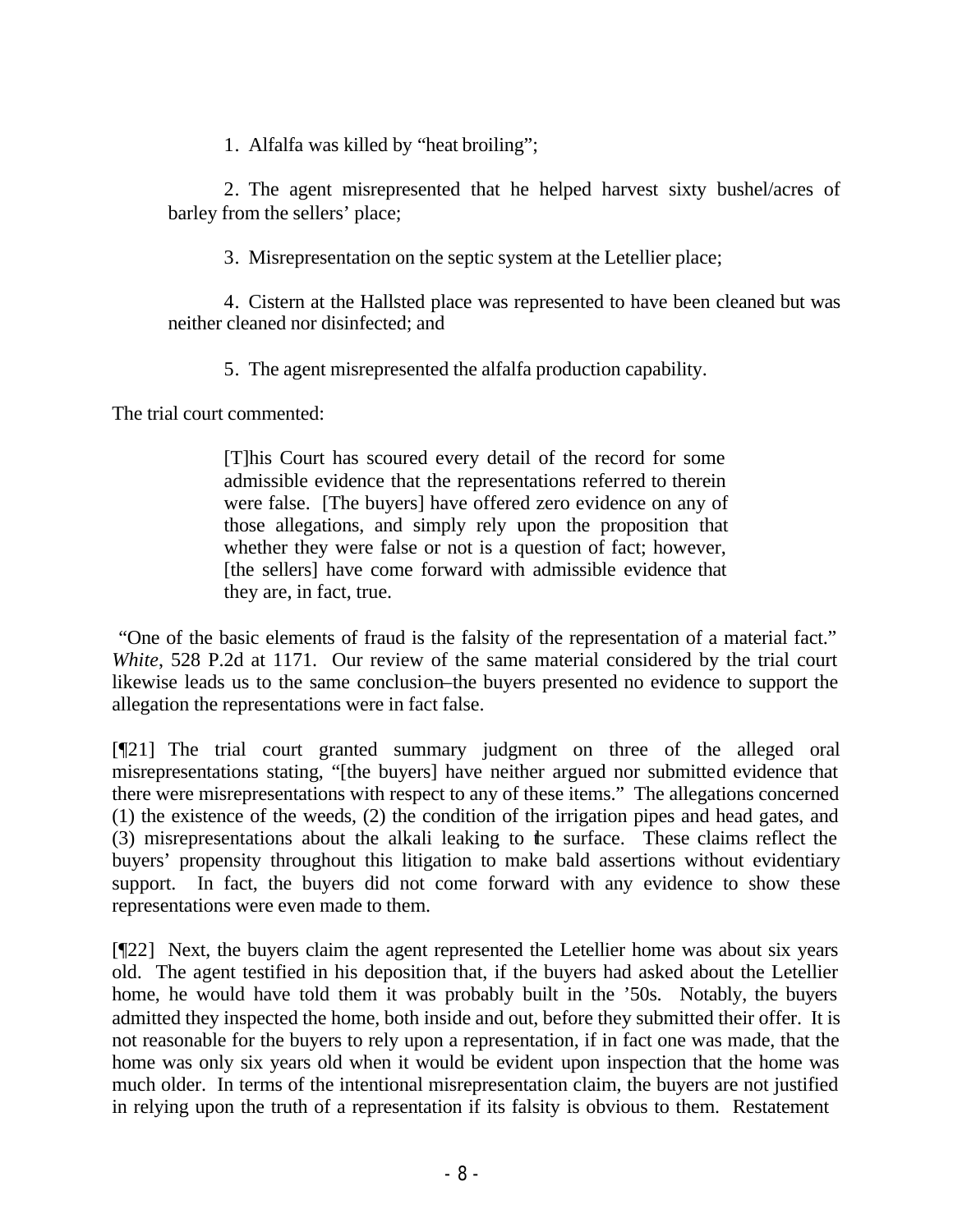1. Alfalfa was killed by "heat broiling";

2. The agent misrepresented that he helped harvest sixty bushel/acres of barley from the sellers' place;

3. Misrepresentation on the septic system at the Letellier place;

4. Cistern at the Hallsted place was represented to have been cleaned but was neither cleaned nor disinfected; and

5. The agent misrepresented the alfalfa production capability.

The trial court commented:

> [T]his Court has scoured every detail of the record for some admissible evidence that the representations referred to therein were false. [The buyers] have offered zero evidence on any of those allegations, and simply rely upon the proposition that whether they were false or not is a question of fact; however, [the sellers] have come forward with admissible evidence that they are, in fact, true.

"One of the basic elements of fraud is the falsity of the representation of a material fact." *White*, 528 P.2d at 1171. Our review of the same material considered by the trial court likewise leads us to the same conclusion–the buyers presented no evidence to support the allegation the representations were in fact false.

[¶21] The trial court granted summary judgment on three of the alleged oral misrepresentations stating, "[the buyers] have neither argued nor submitted evidence that there were misrepresentations with respect to any of these items." The allegations concerned (1) the existence of the weeds, (2) the condition of the irrigation pipes and head gates, and (3) misrepresentations about the alkali leaking to the surface. These claims reflect the buyers' propensity throughout this litigation to make bald assertions without evidentiary support. In fact, the buyers did not come forward with any evidence to show these representations were even made to them.

[¶22] Next, the buyers claim the agent represented the Letellier home was about six years old. The agent testified in his deposition that, if the buyers had asked about the Letellier home, he would have told them it was probably built in the '50s. Notably, the buyers admitted they inspected the home, both inside and out, before they submitted their offer. It is not reasonable for the buyers to rely upon a representation, if in fact one was made, that the home was only six years old when it would be evident upon inspection that the home was much older. In terms of the intentional misrepresentation claim, the buyers are not justified in relying upon the truth of a representation if its falsity is obvious to them. Restatement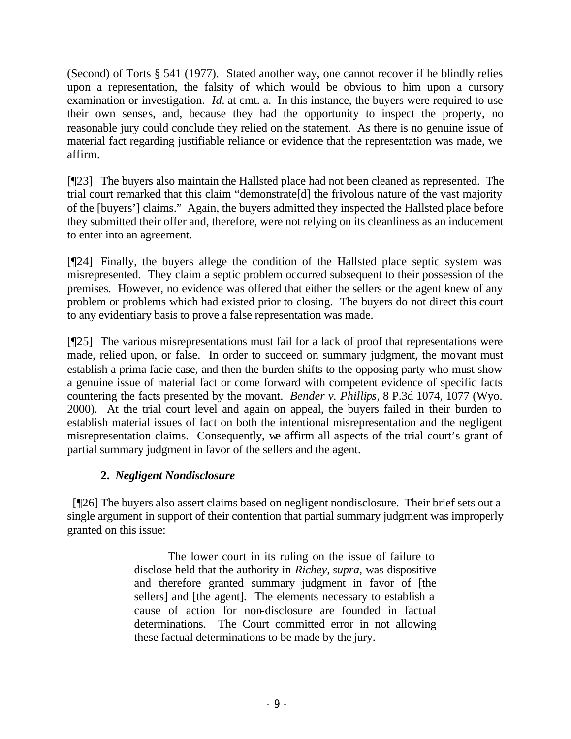(Second) of Torts § 541 (1977). Stated another way, one cannot recover if he blindly relies upon a representation, the falsity of which would be obvious to him upon a cursory examination or investigation. *Id.* at cmt. a. In this instance, the buyers were required to use their own senses, and, because they had the opportunity to inspect the property, no reasonable jury could conclude they relied on the statement. As there is no genuine issue of material fact regarding justifiable reliance or evidence that the representation was made, we affirm.

[¶23] The buyers also maintain the Hallsted place had not been cleaned as represented. The trial court remarked that this claim "demonstrate[d] the frivolous nature of the vast majority of the [buyers'] claims." Again, the buyers admitted they inspected the Hallsted place before they submitted their offer and, therefore, were not relying on its cleanliness as an inducement to enter into an agreement.

[¶24] Finally, the buyers allege the condition of the Hallsted place septic system was misrepresented. They claim a septic problem occurred subsequent to their possession of the premises. However, no evidence was offered that either the sellers or the agent knew of any problem or problems which had existed prior to closing. The buyers do not direct this court to any evidentiary basis to prove a false representation was made.

[¶25] The various misrepresentations must fail for a lack of proof that representations were made, relied upon, or false. In order to succeed on summary judgment, the movant must establish a prima facie case, and then the burden shifts to the opposing party who must show a genuine issue of material fact or come forward with competent evidence of specific facts countering the facts presented by the movant. *Bender v. Phillips*, 8 P.3d 1074, 1077 (Wyo. 2000). At the trial court level and again on appeal, the buyers failed in their burden to establish material issues of fact on both the intentional misrepresentation and the negligent misrepresentation claims. Consequently, we affirm all aspects of the trial court's grant of partial summary judgment in favor of the sellers and the agent.

### 2. *Negligent Nondisclosure*

[¶26] The buyers also assert claims based on negligent nondisclosure. Their brief sets out a single argument in support of their contention that partial summary judgment was improperly granted on this issue:

> The lower court in its ruling on the issue of failure to disclose held that the authority in *Richey, supra*, was dispositive and therefore granted summary judgment in favor of [the sellers] and [the agent]. The elements necessary to establish a cause of action for non-disclosure are founded in factual determinations. The Court committed error in not allowing these factual determinations to be made by the jury.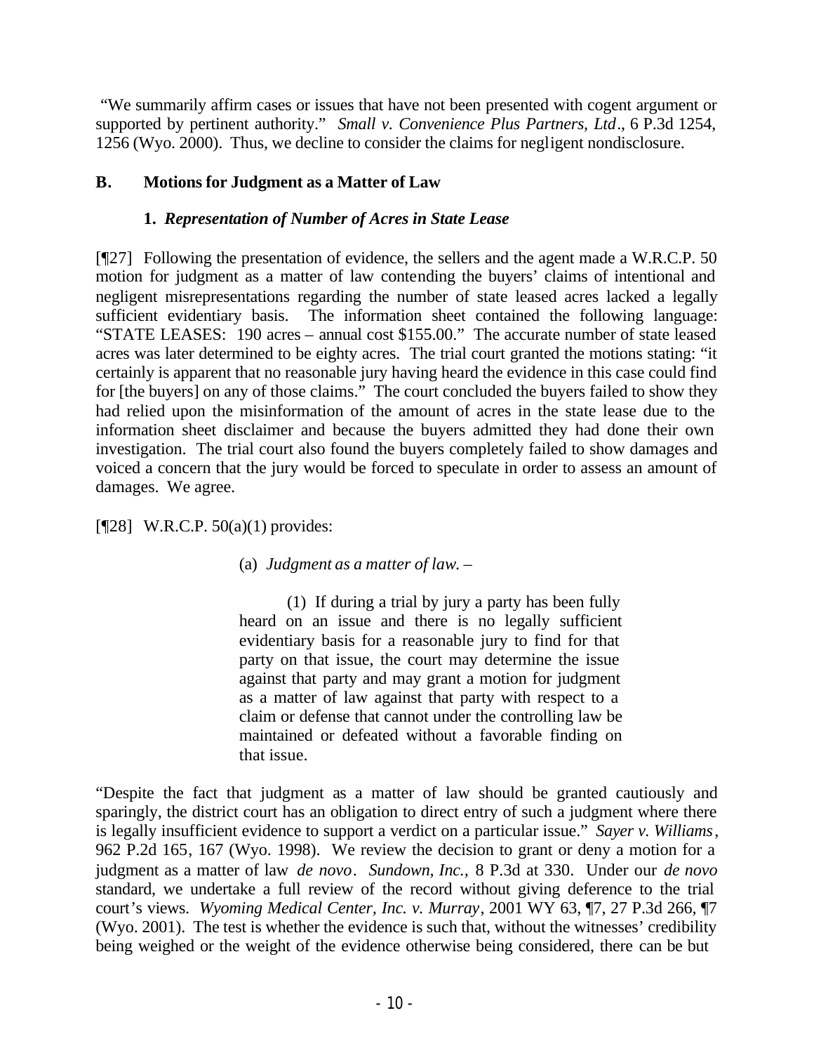"We summarily affirm cases or issues that have not been presented with cogent argument or supported by pertinent authority." *Small v. Convenience Plus Partners, Ltd*., 6 P.3d 1254, 1256 (Wyo. 2000). Thus, we decline to consider the claims for negligent nondisclosure.

### B. Motions for Judgment as a Matter of Law

#### 1. *Representation of Number of Acres in State Lease*

[¶27] Following the presentation of evidence, the sellers and the agent made a W.R.C.P. 50 motion for judgment as a matter of law contending the buyers' claims of intentional and negligent misrepresentations regarding the number of state leased acres lacked a legally sufficient evidentiary basis. The information sheet contained the following language: "STATE LEASES: 190 acres – annual cost $155.00." The accurate number of state leased acres was later determined to be eighty acres. The trial court granted the motions stating: "it certainly is apparent that no reasonable jury having heard the evidence in this case could find for [the buyers] on any of those claims." The court concluded the buyers failed to show they had relied upon the misinformation of the amount of acres in the state lease due to the information sheet disclaimer and because the buyers admitted they had done their own investigation. The trial court also found the buyers completely failed to show damages and voiced a concern that the jury would be forced to speculate in order to assess an amount of damages. We agree.

[¶28] W.R.C.P. 50(a)(1) provides:

> (a) *Judgment as a matter of law.* –
>
> (1) If during a trial by jury a party has been fully heard on an issue and there is no legally sufficient evidentiary basis for a reasonable jury to find for that party on that issue, the court may determine the issue against that party and may grant a motion for judgment as a matter of law against that party with respect to a claim or defense that cannot under the controlling law be maintained or defeated without a favorable finding on that issue.

"Despite the fact that judgment as a matter of law should be granted cautiously and sparingly, the district court has an obligation to direct entry of such a judgment where there is legally insufficient evidence to support a verdict on a particular issue." *Sayer v. Williams*, 962 P.2d 165, 167 (Wyo. 1998). We review the decision to grant or deny a motion for a judgment as a matter of law *de novo*. *Sundown, Inc.*, 8 P.3d at 330. Under our *de novo* standard, we undertake a full review of the record without giving deference to the trial court's views. *Wyoming Medical Center, Inc. v. Murray*, 2001 WY 63, ¶7, 27 P.3d 266, ¶7 (Wyo. 2001). The test is whether the evidence is such that, without the witnesses' credibility being weighed or the weight of the evidence otherwise being considered, there can be but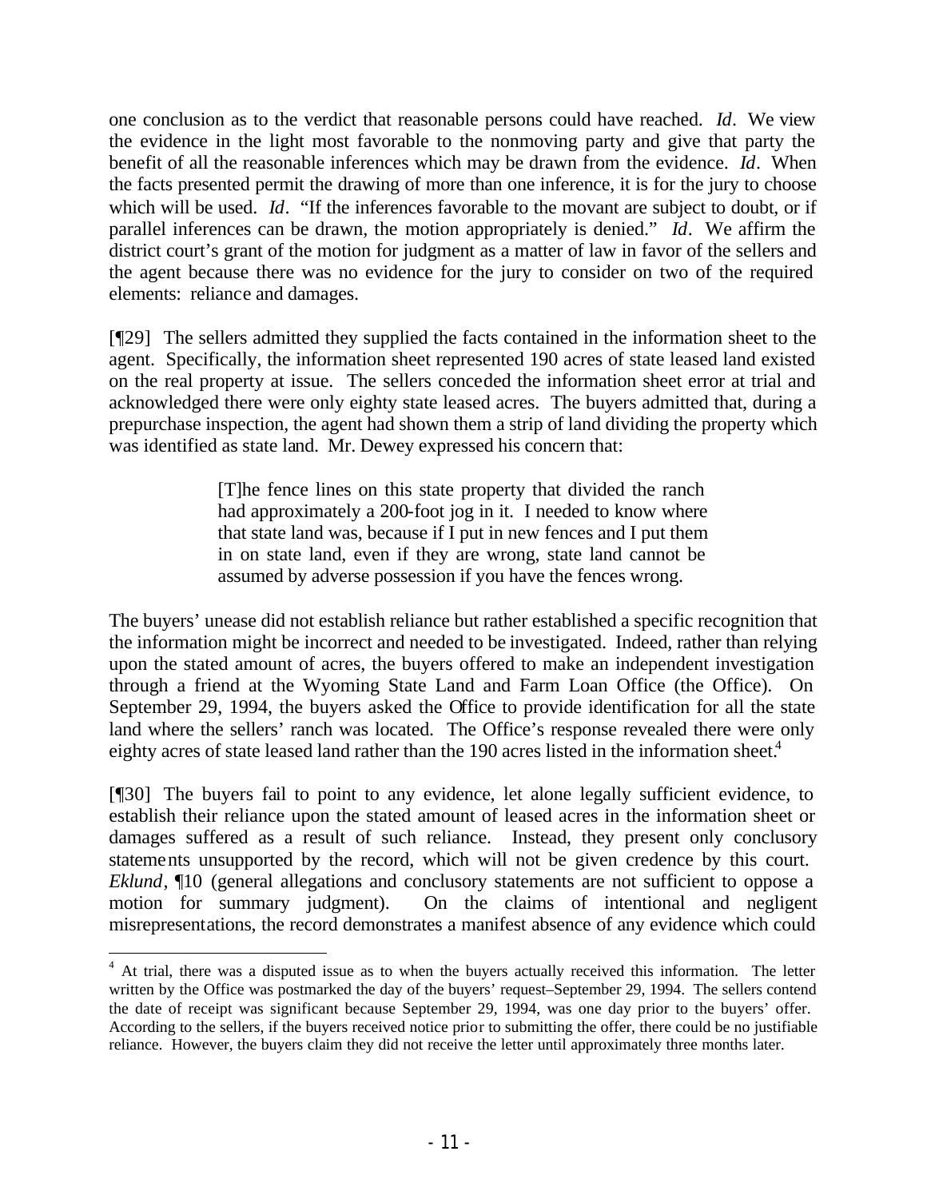one conclusion as to the verdict that reasonable persons could have reached. *Id*. We view the evidence in the light most favorable to the nonmoving party and give that party the benefit of all the reasonable inferences which may be drawn from the evidence. *Id*. When the facts presented permit the drawing of more than one inference, it is for the jury to choose which will be used. *Id*. "If the inferences favorable to the movant are subject to doubt, or if parallel inferences can be drawn, the motion appropriately is denied." *Id*. We affirm the district court's grant of the motion for judgment as a matter of law in favor of the sellers and the agent because there was no evidence for the jury to consider on two of the required elements: reliance and damages.

[¶29] The sellers admitted they supplied the facts contained in the information sheet to the agent. Specifically, the information sheet represented 190 acres of state leased land existed on the real property at issue. The sellers conceded the information sheet error at trial and acknowledged there were only eighty state leased acres. The buyers admitted that, during a prepurchase inspection, the agent had shown them a strip of land dividing the property which was identified as state land. Mr. Dewey expressed his concern that:

> [T]he fence lines on this state property that divided the ranch had approximately a 200-foot jog in it. I needed to know where that state land was, because if I put in new fences and I put them in on state land, even if they are wrong, state land cannot be assumed by adverse possession if you have the fences wrong.

The buyers' unease did not establish reliance but rather established a specific recognition that the information might be incorrect and needed to be investigated. Indeed, rather than relying upon the stated amount of acres, the buyers offered to make an independent investigation through a friend at the Wyoming State Land and Farm Loan Office (the Office). On September 29, 1994, the buyers asked the Office to provide identification for all the state land where the sellers' ranch was located. The Office's response revealed there were only eighty acres of state leased land rather than the 190 acres listed in the information sheet.[4]

[¶30] The buyers fail to point to any evidence, let alone legally sufficient evidence, to establish their reliance upon the stated amount of leased acres in the information sheet or damages suffered as a result of such reliance. Instead, they present only conclusory statements unsupported by the record, which will not be given credence by this court. *Eklund*, ¶10 (general allegations and conclusory statements are not sufficient to oppose a motion for summary judgment). On the claims of intentional and negligent misrepresentations, the record demonstrates a manifest absence of any evidence which could

---

[4] At trial, there was a disputed issue as to when the buyers actually received this information. The letter written by the Office was postmarked the day of the buyers' request–September 29, 1994. The sellers contend the date of receipt was significant because September 29, 1994, was one day prior to the buyers' offer. According to the sellers, if the buyers received notice prior to submitting the offer, there could be no justifiable reliance. However, the buyers claim they did not receive the letter until approximately three months later.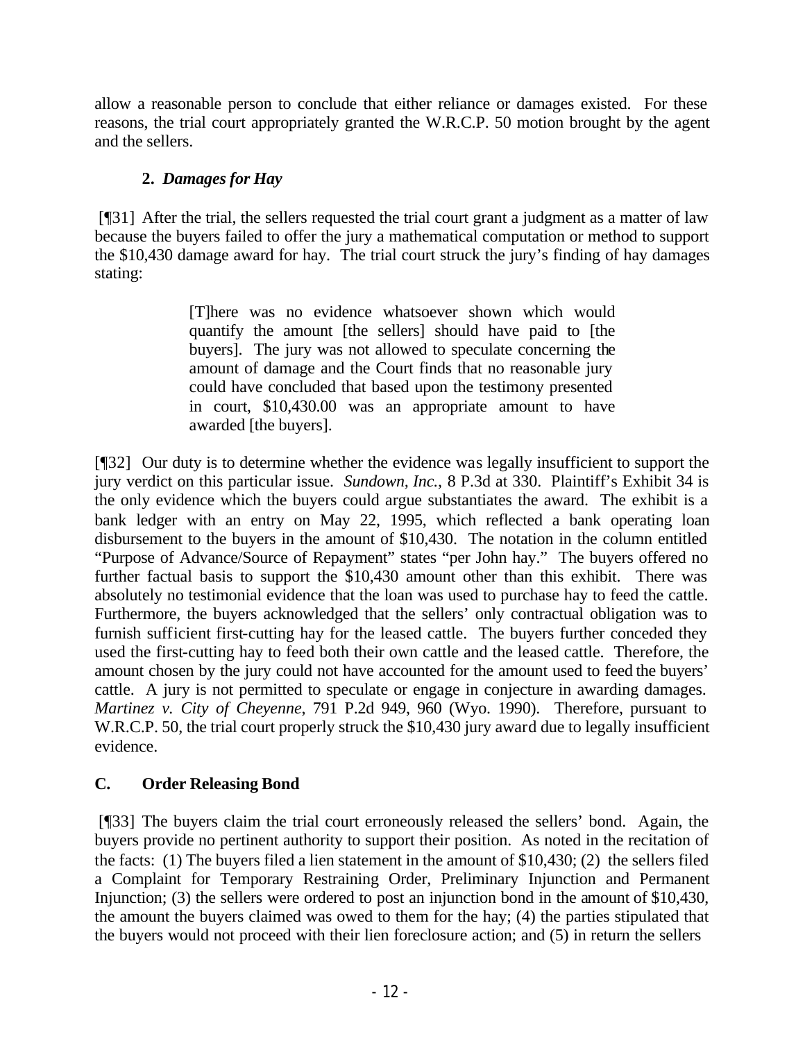allow a reasonable person to conclude that either reliance or damages existed. For these reasons, the trial court appropriately granted the W.R.C.P. 50 motion brought by the agent and the sellers.

### 2. *Damages for Hay*

[¶31] After the trial, the sellers requested the trial court grant a judgment as a matter of law because the buyers failed to offer the jury a mathematical computation or method to support the $10,430 damage award for hay. The trial court struck the jury's finding of hay damages stating:

> [T]here was no evidence whatsoever shown which would quantify the amount [the sellers] should have paid to [the buyers]. The jury was not allowed to speculate concerning the amount of damage and the Court finds that no reasonable jury could have concluded that based upon the testimony presented in court, $10,430.00 was an appropriate amount to have awarded [the buyers].

[¶32] Our duty is to determine whether the evidence was legally insufficient to support the jury verdict on this particular issue. *Sundown, Inc.*, 8 P.3d at 330. Plaintiff's Exhibit 34 is the only evidence which the buyers could argue substantiates the award. The exhibit is a bank ledger with an entry on May 22, 1995, which reflected a bank operating loan disbursement to the buyers in the amount of $10,430. The notation in the column entitled "Purpose of Advance/Source of Repayment" states "per John hay." The buyers offered no further factual basis to support the $10,430 amount other than this exhibit. There was absolutely no testimonial evidence that the loan was used to purchase hay to feed the cattle. Furthermore, the buyers acknowledged that the sellers' only contractual obligation was to furnish sufficient first-cutting hay for the leased cattle. The buyers further conceded they used the first-cutting hay to feed both their own cattle and the leased cattle. Therefore, the amount chosen by the jury could not have accounted for the amount used to feed the buyers' cattle. A jury is not permitted to speculate or engage in conjecture in awarding damages. *Martinez v. City of Cheyenne*, 791 P.2d 949, 960 (Wyo. 1990). Therefore, pursuant to W.R.C.P. 50, the trial court properly struck the $10,430 jury award due to legally insufficient evidence.

## C. Order Releasing Bond

[¶33] The buyers claim the trial court erroneously released the sellers' bond. Again, the buyers provide no pertinent authority to support their position. As noted in the recitation of the facts: (1) The buyers filed a lien statement in the amount of $10,430; (2) the sellers filed a Complaint for Temporary Restraining Order, Preliminary Injunction and Permanent Injunction; (3) the sellers were ordered to post an injunction bond in the amount of $10,430, the amount the buyers claimed was owed to them for the hay; (4) the parties stipulated that the buyers would not proceed with their lien foreclosure action; and (5) in return the sellers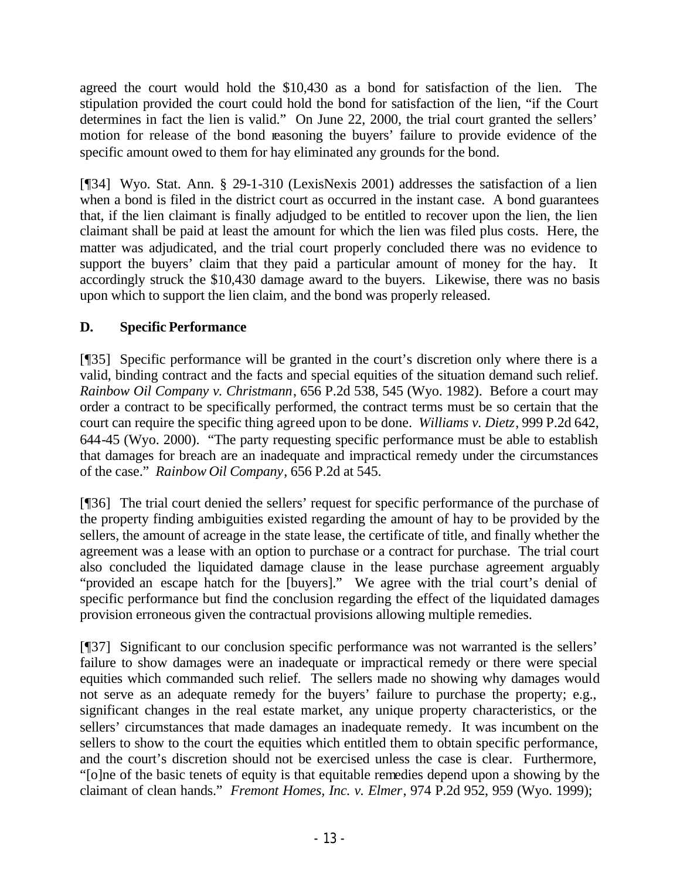agreed the court would hold the $10,430 as a bond for satisfaction of the lien. The stipulation provided the court could hold the bond for satisfaction of the lien, "if the Court determines in fact the lien is valid." On June 22, 2000, the trial court granted the sellers' motion for release of the bond reasoning the buyers' failure to provide evidence of the specific amount owed to them for hay eliminated any grounds for the bond.

[¶34] Wyo. Stat. Ann. § 29-1-310 (LexisNexis 2001) addresses the satisfaction of a lien when a bond is filed in the district court as occurred in the instant case. A bond guarantees that, if the lien claimant is finally adjudged to be entitled to recover upon the lien, the lien claimant shall be paid at least the amount for which the lien was filed plus costs. Here, the matter was adjudicated, and the trial court properly concluded there was no evidence to support the buyers' claim that they paid a particular amount of money for the hay. It accordingly struck the $10,430 damage award to the buyers. Likewise, there was no basis upon which to support the lien claim, and the bond was properly released.

### D. Specific Performance

[¶35] Specific performance will be granted in the court's discretion only where there is a valid, binding contract and the facts and special equities of the situation demand such relief. *Rainbow Oil Company v. Christmann*, 656 P.2d 538, 545 (Wyo. 1982). Before a court may order a contract to be specifically performed, the contract terms must be so certain that the court can require the specific thing agreed upon to be done. *Williams v. Dietz*, 999 P.2d 642, 644-45 (Wyo. 2000). "The party requesting specific performance must be able to establish that damages for breach are an inadequate and impractical remedy under the circumstances of the case." *Rainbow Oil Company*, 656 P.2d at 545.

[¶36] The trial court denied the sellers' request for specific performance of the purchase of the property finding ambiguities existed regarding the amount of hay to be provided by the sellers, the amount of acreage in the state lease, the certificate of title, and finally whether the agreement was a lease with an option to purchase or a contract for purchase. The trial court also concluded the liquidated damage clause in the lease purchase agreement arguably "provided an escape hatch for the [buyers]." We agree with the trial court's denial of specific performance but find the conclusion regarding the effect of the liquidated damages provision erroneous given the contractual provisions allowing multiple remedies.

[¶37] Significant to our conclusion specific performance was not warranted is the sellers' failure to show damages were an inadequate or impractical remedy or there were special equities which commanded such relief. The sellers made no showing why damages would not serve as an adequate remedy for the buyers' failure to purchase the property; e.g., significant changes in the real estate market, any unique property characteristics, or the sellers' circumstances that made damages an inadequate remedy. It was incumbent on the sellers to show to the court the equities which entitled them to obtain specific performance, and the court's discretion should not be exercised unless the case is clear. Furthermore, "[o]ne of the basic tenets of equity is that equitable remedies depend upon a showing by the claimant of clean hands." *Fremont Homes, Inc. v. Elmer*, 974 P.2d 952, 959 (Wyo. 1999);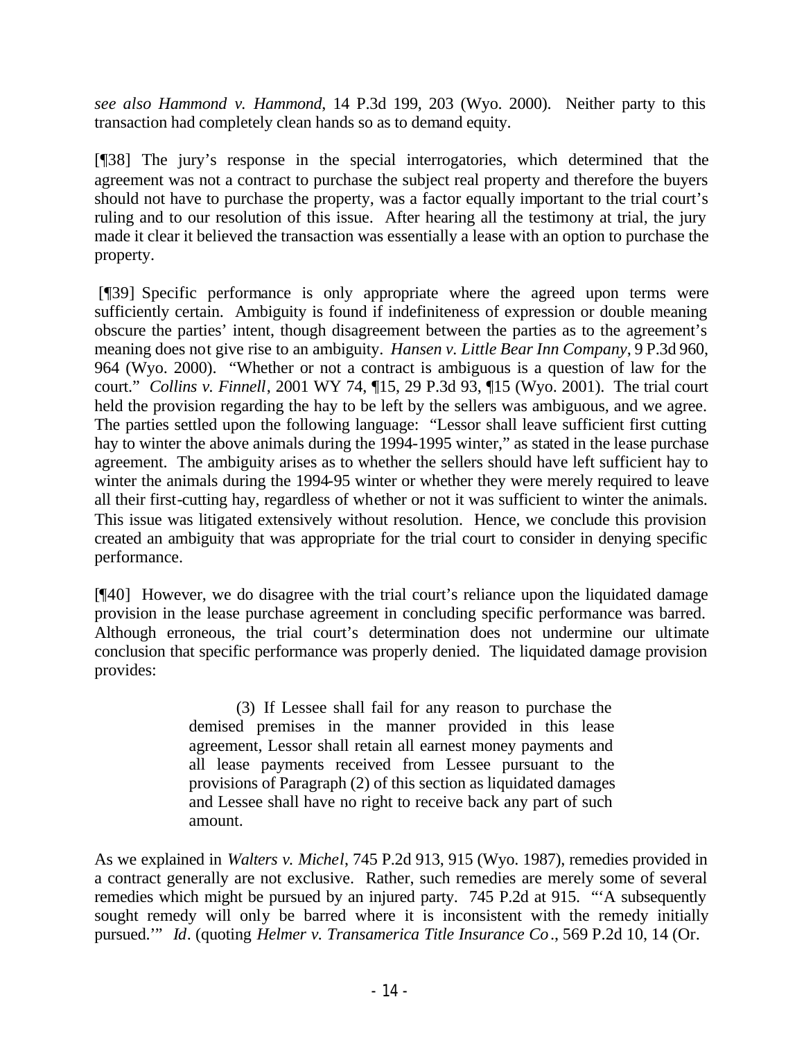*see also Hammond v. Hammond*, 14 P.3d 199, 203 (Wyo. 2000). Neither party to this transaction had completely clean hands so as to demand equity.

[¶38] The jury's response in the special interrogatories, which determined that the agreement was not a contract to purchase the subject real property and therefore the buyers should not have to purchase the property, was a factor equally important to the trial court's ruling and to our resolution of this issue. After hearing all the testimony at trial, the jury made it clear it believed the transaction was essentially a lease with an option to purchase the property.

[¶39] Specific performance is only appropriate where the agreed upon terms were sufficiently certain. Ambiguity is found if indefiniteness of expression or double meaning obscure the parties' intent, though disagreement between the parties as to the agreement's meaning does not give rise to an ambiguity. *Hansen v. Little Bear Inn Company*, 9 P.3d 960, 964 (Wyo. 2000). "Whether or not a contract is ambiguous is a question of law for the court." *Collins v. Finnell*, 2001 WY 74, ¶15, 29 P.3d 93, ¶15 (Wyo. 2001). The trial court held the provision regarding the hay to be left by the sellers was ambiguous, and we agree. The parties settled upon the following language: "Lessor shall leave sufficient first cutting hay to winter the above animals during the 1994-1995 winter," as stated in the lease purchase agreement. The ambiguity arises as to whether the sellers should have left sufficient hay to winter the animals during the 1994-95 winter or whether they were merely required to leave all their first-cutting hay, regardless of whether or not it was sufficient to winter the animals. This issue was litigated extensively without resolution. Hence, we conclude this provision created an ambiguity that was appropriate for the trial court to consider in denying specific performance.

[¶40] However, we do disagree with the trial court's reliance upon the liquidated damage provision in the lease purchase agreement in concluding specific performance was barred. Although erroneous, the trial court's determination does not undermine our ultimate conclusion that specific performance was properly denied. The liquidated damage provision provides:

> (3) If Lessee shall fail for any reason to purchase the demised premises in the manner provided in this lease agreement, Lessor shall retain all earnest money payments and all lease payments received from Lessee pursuant to the provisions of Paragraph (2) of this section as liquidated damages and Lessee shall have no right to receive back any part of such amount.

As we explained in *Walters v. Michel*, 745 P.2d 913, 915 (Wyo. 1987), remedies provided in a contract generally are not exclusive. Rather, such remedies are merely some of several remedies which might be pursued by an injured party. 745 P.2d at 915. "'A subsequently sought remedy will only be barred where it is inconsistent with the remedy initially pursued.'" *Id*. (quoting *Helmer v. Transamerica Title Insurance Co*., 569 P.2d 10, 14 (Or.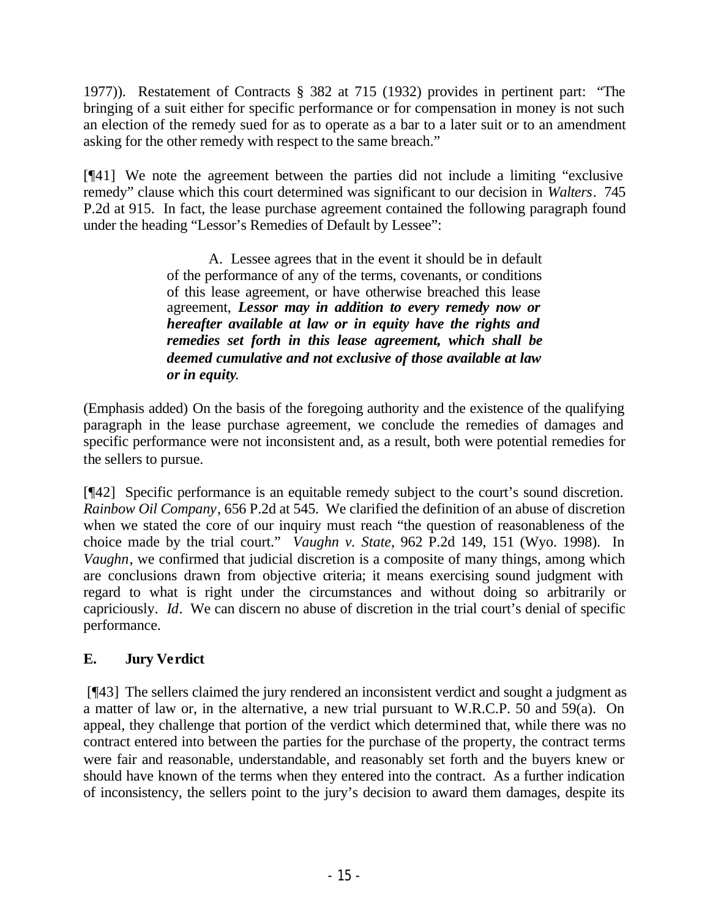1977)). Restatement of Contracts § 382 at 715 (1932) provides in pertinent part: "The bringing of a suit either for specific performance or for compensation in money is not such an election of the remedy sued for as to operate as a bar to a later suit or to an amendment asking for the other remedy with respect to the same breach."

[¶41] We note the agreement between the parties did not include a limiting "exclusive remedy" clause which this court determined was significant to our decision in *Walters*. 745 P.2d at 915. In fact, the lease purchase agreement contained the following paragraph found under the heading "Lessor's Remedies of Default by Lessee":

> A. Lessee agrees that in the event it should be in default of the performance of any of the terms, covenants, or conditions of this lease agreement, or have otherwise breached this lease agreement, ***Lessor may in addition to every remedy now or hereafter available at law or in equity have the rights and remedies set forth in this lease agreement, which shall be deemed cumulative and not exclusive of those available at law or in equity.***

(Emphasis added) On the basis of the foregoing authority and the existence of the qualifying paragraph in the lease purchase agreement, we conclude the remedies of damages and specific performance were not inconsistent and, as a result, both were potential remedies for the sellers to pursue.

[¶42] Specific performance is an equitable remedy subject to the court's sound discretion. *Rainbow Oil Company*, 656 P.2d at 545. We clarified the definition of an abuse of discretion when we stated the core of our inquiry must reach "the question of reasonableness of the choice made by the trial court." *Vaughn v. State*, 962 P.2d 149, 151 (Wyo. 1998). In *Vaughn*, we confirmed that judicial discretion is a composite of many things, among which are conclusions drawn from objective criteria; it means exercising sound judgment with regard to what is right under the circumstances and without doing so arbitrarily or capriciously. *Id*. We can discern no abuse of discretion in the trial court's denial of specific performance.

## E. Jury Verdict

[¶43] The sellers claimed the jury rendered an inconsistent verdict and sought a judgment as a matter of law or, in the alternative, a new trial pursuant to W.R.C.P. 50 and 59(a). On appeal, they challenge that portion of the verdict which determined that, while there was no contract entered into between the parties for the purchase of the property, the contract terms were fair and reasonable, understandable, and reasonably set forth and the buyers knew or should have known of the terms when they entered into the contract. As a further indication of inconsistency, the sellers point to the jury's decision to award them damages, despite its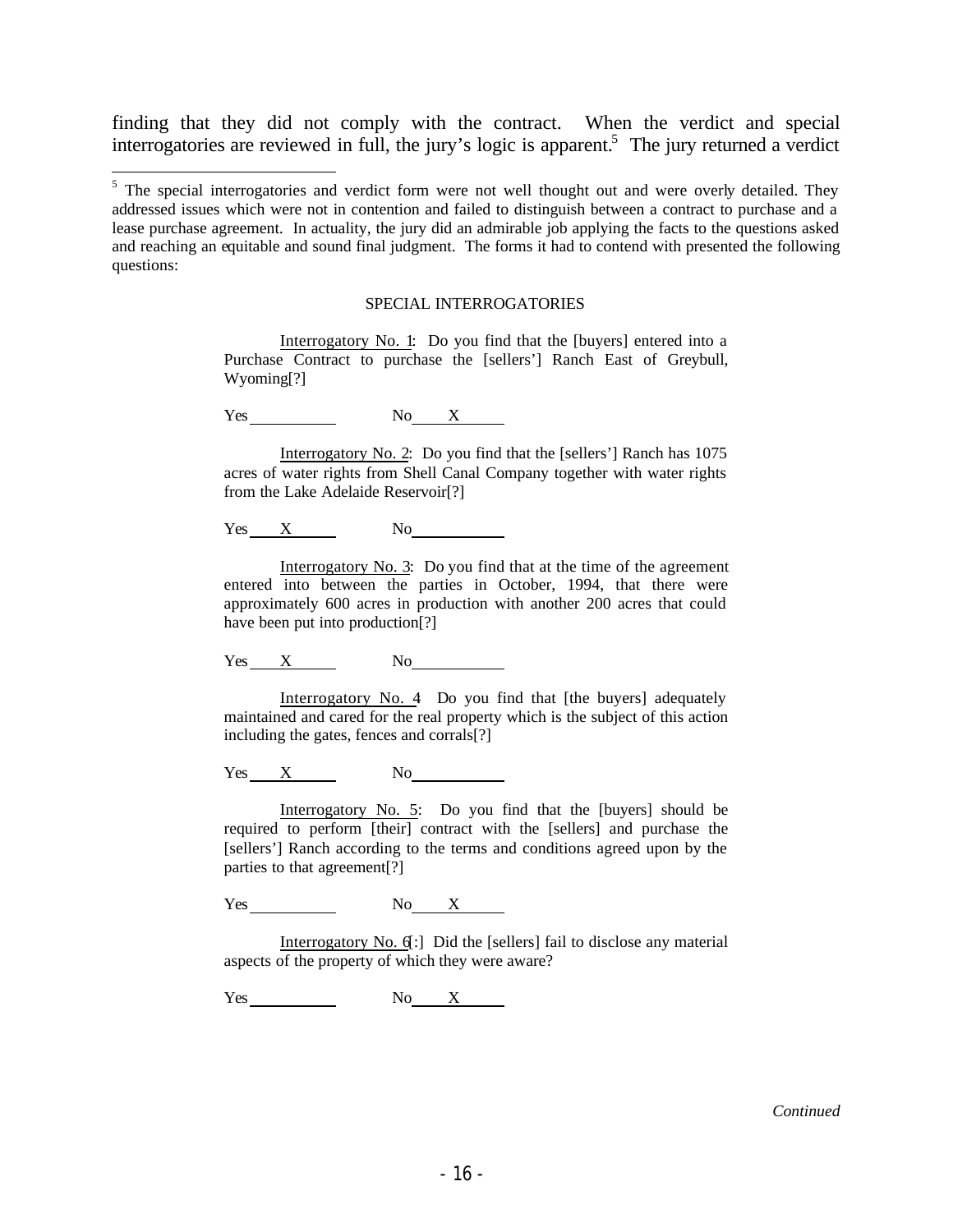finding that they did not comply with the contract. When the verdict and special interrogatories are reviewed in full, the jury's logic is apparent.[5] The jury returned a verdict

---

[5] The special interrogatories and verdict form were not well thought out and were overly detailed. They addressed issues which were not in contention and failed to distinguish between a contract to purchase and a lease purchase agreement. In actuality, the jury did an admirable job applying the facts to the questions asked and reaching an equitable and sound final judgment. The forms it had to contend with presented the following questions:

> SPECIAL INTERROGATORIES
>
> Interrogatory No. 1: Do you find that the [buyers] entered into a Purchase Contract to purchase the [sellers'] Ranch East of Greybull, Wyoming[?]
>
> Yes ______ No __X__
>
> Interrogatory No. 2: Do you find that the [sellers'] Ranch has 1075 acres of water rights from Shell Canal Company together with water rights from the Lake Adelaide Reservoir[?]
>
> Yes __X__ No ______
>
> Interrogatory No. 3: Do you find that at the time of the agreement entered into between the parties in October, 1994, that there were approximately 600 acres in production with another 200 acres that could have been put into production[?]
>
> Yes __X__ No ______
>
> Interrogatory No. 4 Do you find that [the buyers] adequately maintained and cared for the real property which is the subject of this action including the gates, fences and corrals[?]
>
> Yes __X__ No ______
>
> Interrogatory No. 5: Do you find that the [buyers] should be required to perform [their] contract with the [sellers] and purchase the [sellers'] Ranch according to the terms and conditions agreed upon by the parties to that agreement[?]
>
> Yes ______ No __X__
>
> Interrogatory No. 6[:] Did the [sellers] fail to disclose any material aspects of the property of which they were aware?
>
> Yes ______ No __X__

*Continued*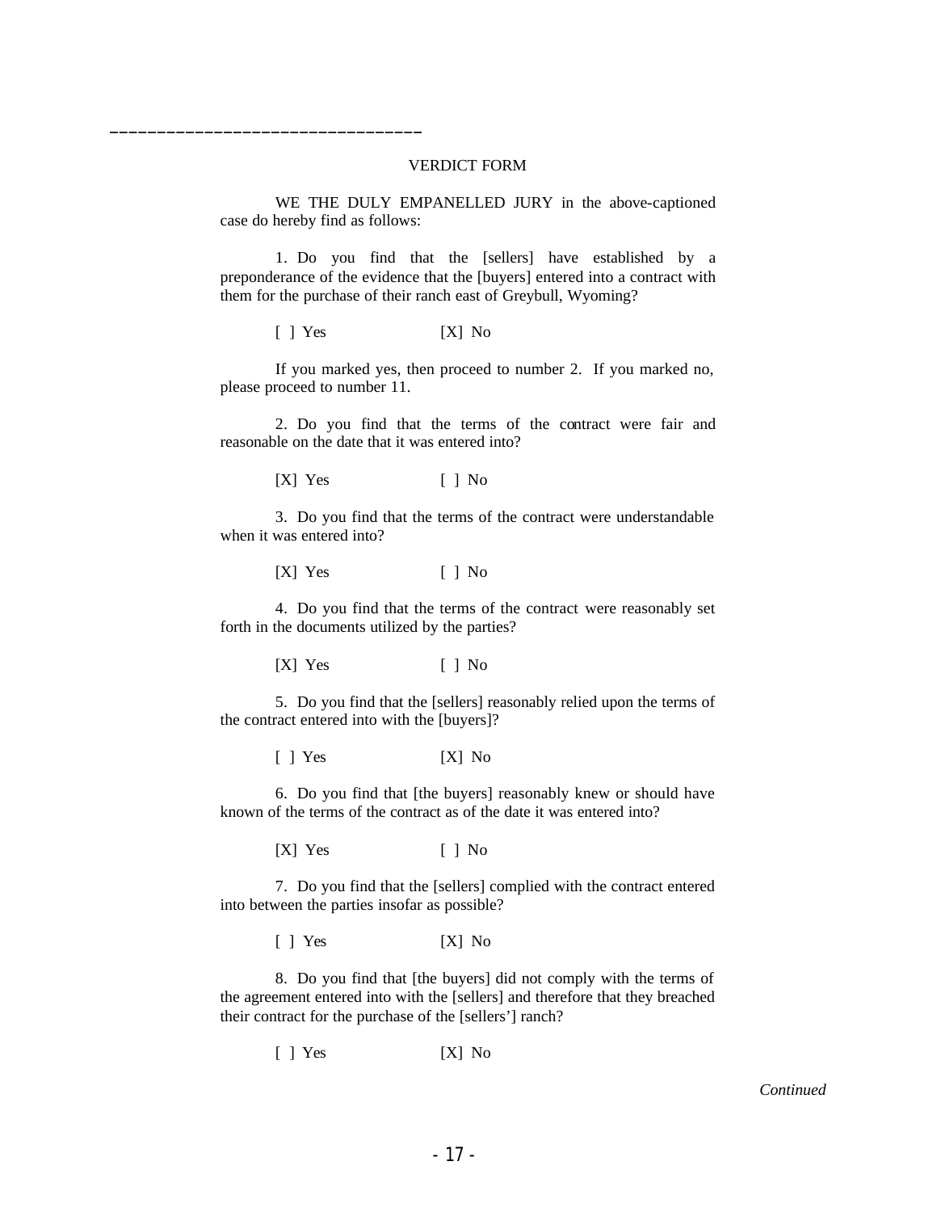________________________________

VERDICT FORM

WE THE DULY EMPANELLED JURY in the above-captioned case do hereby find as follows:

1. Do you find that the [sellers] have established by a preponderance of the evidence that the [buyers] entered into a contract with them for the purchase of their ranch east of Greybull, Wyoming?

[ ] Yes [X] No

If you marked yes, then proceed to number 2. If you marked no, please proceed to number 11.

2. Do you find that the terms of the contract were fair and reasonable on the date that it was entered into?

[X] Yes [ ] No

3. Do you find that the terms of the contract were understandable when it was entered into?

[X] Yes [ ] No

4. Do you find that the terms of the contract were reasonably set forth in the documents utilized by the parties?

[X] Yes [ ] No

5. Do you find that the [sellers] reasonably relied upon the terms of the contract entered into with the [buyers]?

[ ] Yes [X] No

6. Do you find that [the buyers] reasonably knew or should have known of the terms of the contract as of the date it was entered into?

[X] Yes [ ] No

7. Do you find that the [sellers] complied with the contract entered into between the parties insofar as possible?

[ ] Yes [X] No

8. Do you find that [the buyers] did not comply with the terms of the agreement entered into with the [sellers] and therefore that they breached their contract for the purchase of the [sellers'] ranch?

[ ] Yes [X] No

*Continued*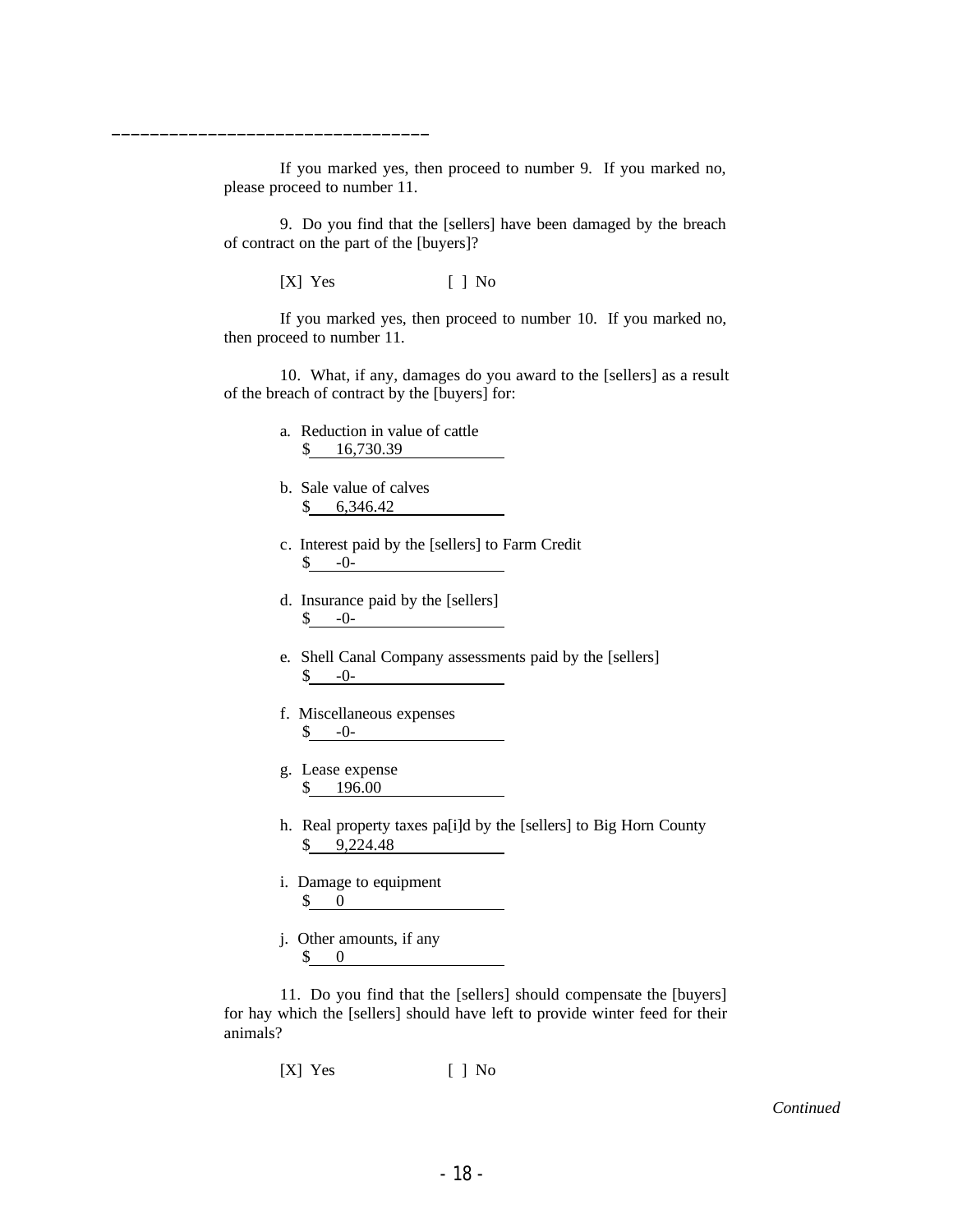______________________________

If you marked yes, then proceed to number 9. If you marked no, please proceed to number 11.

9. Do you find that the [sellers] have been damaged by the breach of contract on the part of the [buyers]?

[X] Yes [ ] No

If you marked yes, then proceed to number 10. If you marked no, then proceed to number 11.

10. What, if any, damages do you award to the [sellers] as a result of the breach of contract by the [buyers] for:

a. Reduction in value of cattle
$ 16,730.39

b. Sale value of calves
$ 6,346.42

c. Interest paid by the [sellers] to Farm Credit
$ -0-

d. Insurance paid by the [sellers]
$ -0-

e. Shell Canal Company assessments paid by the [sellers]
$ -0-

f. Miscellaneous expenses
$ -0-

g. Lease expense
$ 196.00

h. Real property taxes pa[i]d by the [sellers] to Big Horn County
$ 9,224.48

i. Damage to equipment
$ 0

j. Other amounts, if any
$ 0

11. Do you find that the [sellers] should compensate the [buyers] for hay which the [sellers] should have left to provide winter feed for their animals?

[X] Yes [ ] No

*Continued*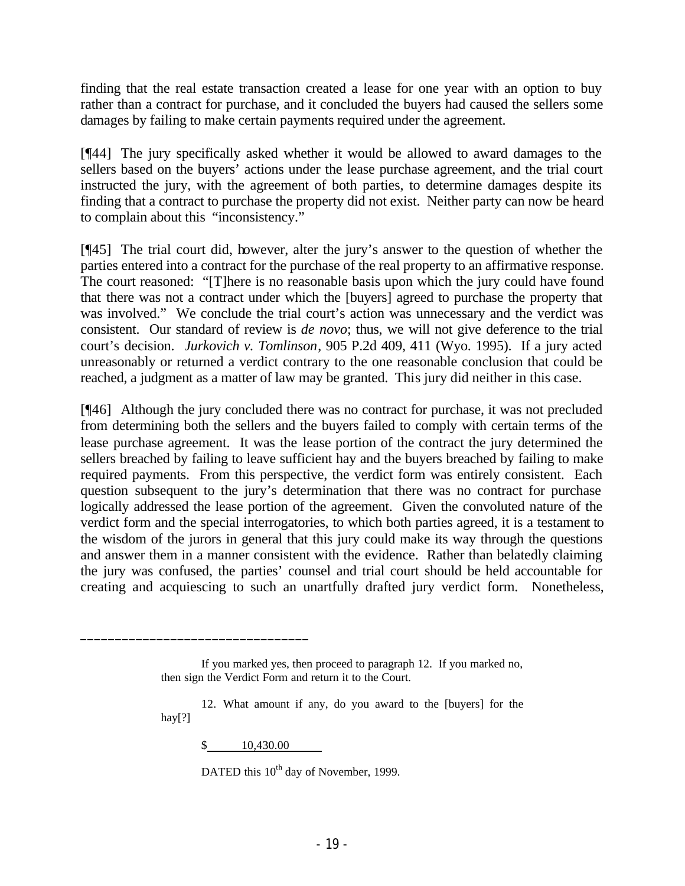finding that the real estate transaction created a lease for one year with an option to buy rather than a contract for purchase, and it concluded the buyers had caused the sellers some damages by failing to make certain payments required under the agreement.

[¶44] The jury specifically asked whether it would be allowed to award damages to the sellers based on the buyers' actions under the lease purchase agreement, and the trial court instructed the jury, with the agreement of both parties, to determine damages despite its finding that a contract to purchase the property did not exist. Neither party can now be heard to complain about this "inconsistency."

[¶45] The trial court did, however, alter the jury's answer to the question of whether the parties entered into a contract for the purchase of the real property to an affirmative response. The court reasoned: "[T]here is no reasonable basis upon which the jury could have found that there was not a contract under which the [buyers] agreed to purchase the property that was involved." We conclude the trial court's action was unnecessary and the verdict was consistent. Our standard of review is *de novo*; thus, we will not give deference to the trial court's decision. *Jurkovich v. Tomlinson*, 905 P.2d 409, 411 (Wyo. 1995). If a jury acted unreasonably or returned a verdict contrary to the one reasonable conclusion that could be reached, a judgment as a matter of law may be granted. This jury did neither in this case.

[¶46] Although the jury concluded there was no contract for purchase, it was not precluded from determining both the sellers and the buyers failed to comply with certain terms of the lease purchase agreement. It was the lease portion of the contract the jury determined the sellers breached by failing to leave sufficient hay and the buyers breached by failing to make required payments. From this perspective, the verdict form was entirely consistent. Each question subsequent to the jury's determination that there was no contract for purchase logically addressed the lease portion of the agreement. Given the convoluted nature of the verdict form and the special interrogatories, to which both parties agreed, it is a testament to the wisdom of the jurors in general that this jury could make its way through the questions and answer them in a manner consistent with the evidence. Rather than belatedly claiming the jury was confused, the parties' counsel and trial court should be held accountable for creating and acquiescing to such an unartfully drafted jury verdict form. Nonetheless,

---

> If you marked yes, then proceed to paragraph 12. If you marked no, then sign the Verdict Form and return it to the Court.
>
> 12. What amount if any, do you award to the [buyers] for the hay[?]
>
> $ 10,430.00
>
> DATED this 10th day of November, 1999.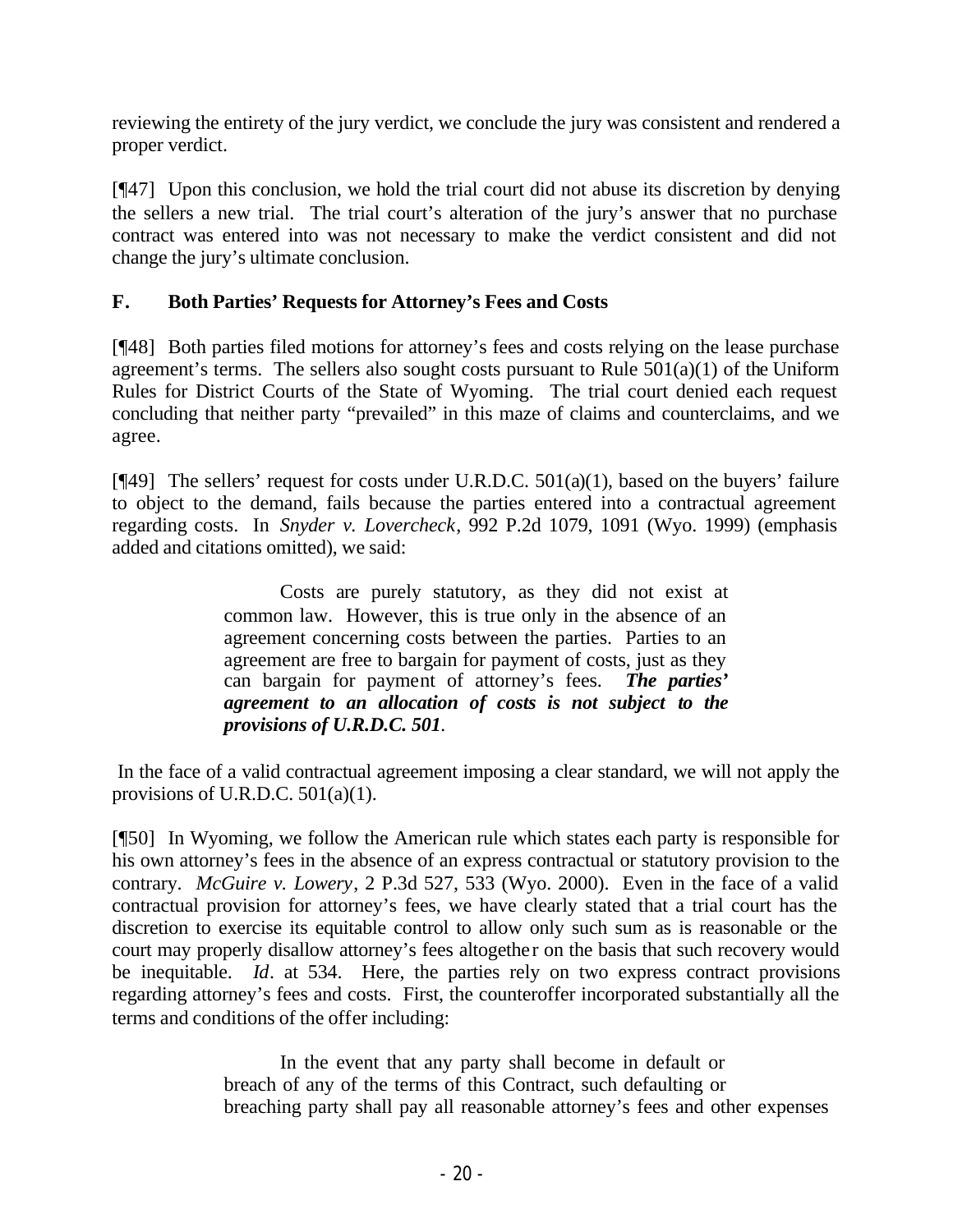reviewing the entirety of the jury verdict, we conclude the jury was consistent and rendered a proper verdict.

[¶47] Upon this conclusion, we hold the trial court did not abuse its discretion by denying the sellers a new trial. The trial court's alteration of the jury's answer that no purchase contract was entered into was not necessary to make the verdict consistent and did not change the jury's ultimate conclusion.

### F. Both Parties' Requests for Attorney's Fees and Costs

[¶48] Both parties filed motions for attorney's fees and costs relying on the lease purchase agreement's terms. The sellers also sought costs pursuant to Rule 501(a)(1) of the Uniform Rules for District Courts of the State of Wyoming. The trial court denied each request concluding that neither party "prevailed" in this maze of claims and counterclaims, and we agree.

[¶49] The sellers' request for costs under U.R.D.C. 501(a)(1), based on the buyers' failure to object to the demand, fails because the parties entered into a contractual agreement regarding costs. In *Snyder v. Lovercheck*, 992 P.2d 1079, 1091 (Wyo. 1999) (emphasis added and citations omitted), we said:

> Costs are purely statutory, as they did not exist at common law. However, this is true only in the absence of an agreement concerning costs between the parties. Parties to an agreement are free to bargain for payment of costs, just as they can bargain for payment of attorney's fees. ***The parties' agreement to an allocation of costs is not subject to the provisions of U.R.D.C. 501*.**

In the face of a valid contractual agreement imposing a clear standard, we will not apply the provisions of U.R.D.C. 501(a)(1).

[¶50] In Wyoming, we follow the American rule which states each party is responsible for his own attorney's fees in the absence of an express contractual or statutory provision to the contrary. *McGuire v. Lowery*, 2 P.3d 527, 533 (Wyo. 2000). Even in the face of a valid contractual provision for attorney's fees, we have clearly stated that a trial court has the discretion to exercise its equitable control to allow only such sum as is reasonable or the court may properly disallow attorney's fees altogether on the basis that such recovery would be inequitable. *Id*. at 534. Here, the parties rely on two express contract provisions regarding attorney's fees and costs. First, the counteroffer incorporated substantially all the terms and conditions of the offer including:

> In the event that any party shall become in default or breach of any of the terms of this Contract, such defaulting or breaching party shall pay all reasonable attorney's fees and other expenses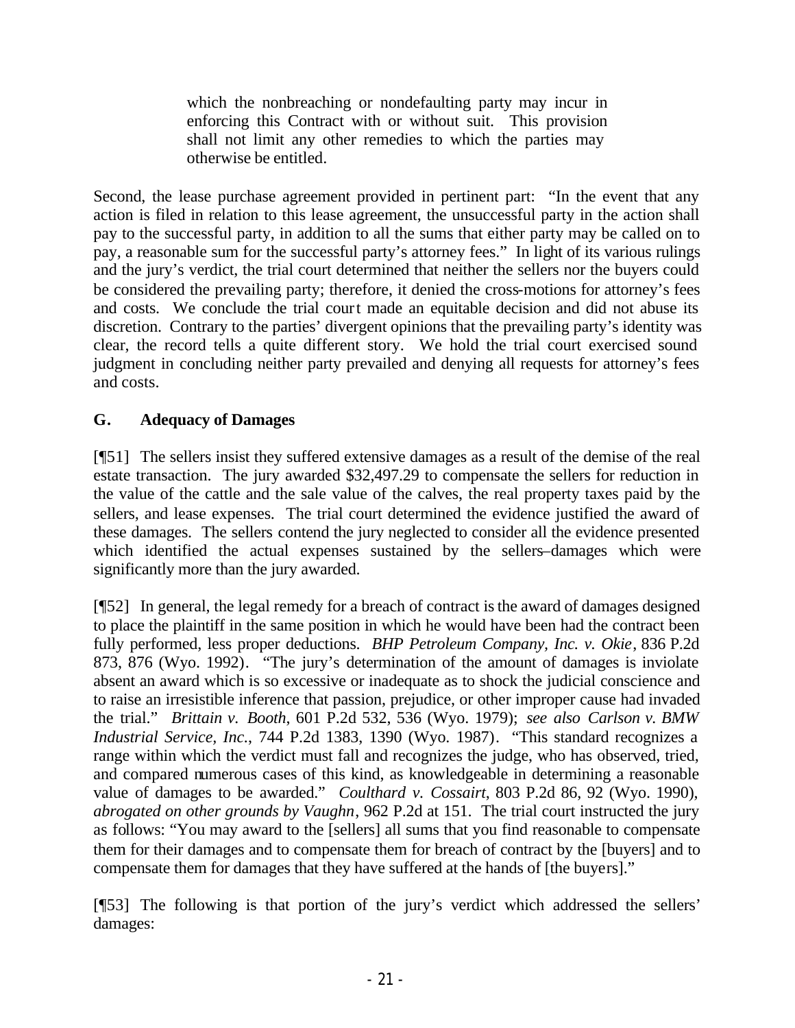> which the nonbreaching or nondefaulting party may incur in enforcing this Contract with or without suit. This provision shall not limit any other remedies to which the parties may otherwise be entitled.

Second, the lease purchase agreement provided in pertinent part: "In the event that any action is filed in relation to this lease agreement, the unsuccessful party in the action shall pay to the successful party, in addition to all the sums that either party may be called on to pay, a reasonable sum for the successful party's attorney fees." In light of its various rulings and the jury's verdict, the trial court determined that neither the sellers nor the buyers could be considered the prevailing party; therefore, it denied the cross-motions for attorney's fees and costs. We conclude the trial court made an equitable decision and did not abuse its discretion. Contrary to the parties' divergent opinions that the prevailing party's identity was clear, the record tells a quite different story. We hold the trial court exercised sound judgment in concluding neither party prevailed and denying all requests for attorney's fees and costs.

## G. Adequacy of Damages

[¶51] The sellers insist they suffered extensive damages as a result of the demise of the real estate transaction. The jury awarded $32,497.29 to compensate the sellers for reduction in the value of the cattle and the sale value of the calves, the real property taxes paid by the sellers, and lease expenses. The trial court determined the evidence justified the award of these damages. The sellers contend the jury neglected to consider all the evidence presented which identified the actual expenses sustained by the sellers–damages which were significantly more than the jury awarded.

[¶52] In general, the legal remedy for a breach of contract is the award of damages designed to place the plaintiff in the same position in which he would have been had the contract been fully performed, less proper deductions. *BHP Petroleum Company, Inc. v. Okie*, 836 P.2d 873, 876 (Wyo. 1992). "The jury's determination of the amount of damages is inviolate absent an award which is so excessive or inadequate as to shock the judicial conscience and to raise an irresistible inference that passion, prejudice, or other improper cause had invaded the trial." *Brittain v. Booth*, 601 P.2d 532, 536 (Wyo. 1979); *see also Carlson v. BMW Industrial Service, Inc.*, 744 P.2d 1383, 1390 (Wyo. 1987). "This standard recognizes a range within which the verdict must fall and recognizes the judge, who has observed, tried, and compared numerous cases of this kind, as knowledgeable in determining a reasonable value of damages to be awarded." *Coulthard v. Cossairt*, 803 P.2d 86, 92 (Wyo. 1990), *abrogated on other grounds by Vaughn*, 962 P.2d at 151. The trial court instructed the jury as follows: "You may award to the [sellers] all sums that you find reasonable to compensate them for their damages and to compensate them for breach of contract by the [buyers] and to compensate them for damages that they have suffered at the hands of [the buyers]."

[¶53] The following is that portion of the jury's verdict which addressed the sellers' damages: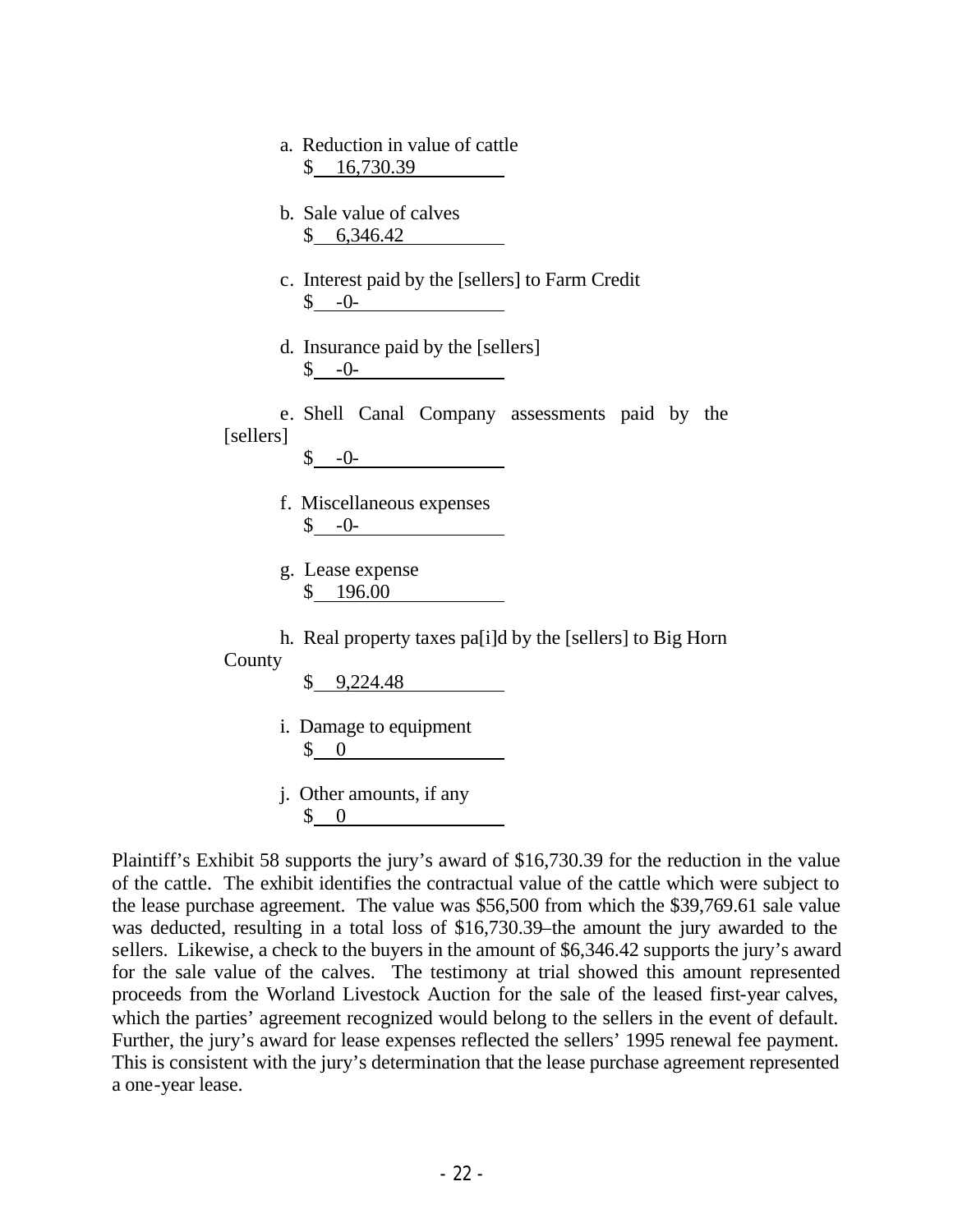a. Reduction in value of cattle
$ 16,730.39

b. Sale value of calves
$ 6,346.42

c. Interest paid by the [sellers] to Farm Credit
$ -0-

d. Insurance paid by the [sellers]
$ -0-

e. Shell Canal Company assessments paid by the [sellers]
$ -0-

f. Miscellaneous expenses
$ -0-

g. Lease expense
$ 196.00

h. Real property taxes pa[i]d by the [sellers] to Big Horn County
$ 9,224.48

i. Damage to equipment
$ 0

j. Other amounts, if any
$ 0

Plaintiff's Exhibit 58 supports the jury's award of $16,730.39 for the reduction in the value of the cattle. The exhibit identifies the contractual value of the cattle which were subject to the lease purchase agreement. The value was $56,500 from which the $39,769.61 sale value was deducted, resulting in a total loss of $16,730.39–the amount the jury awarded to the sellers. Likewise, a check to the buyers in the amount of $6,346.42 supports the jury's award for the sale value of the calves. The testimony at trial showed this amount represented proceeds from the Worland Livestock Auction for the sale of the leased first-year calves, which the parties' agreement recognized would belong to the sellers in the event of default. Further, the jury's award for lease expenses reflected the sellers' 1995 renewal fee payment. This is consistent with the jury's determination that the lease purchase agreement represented a one-year lease.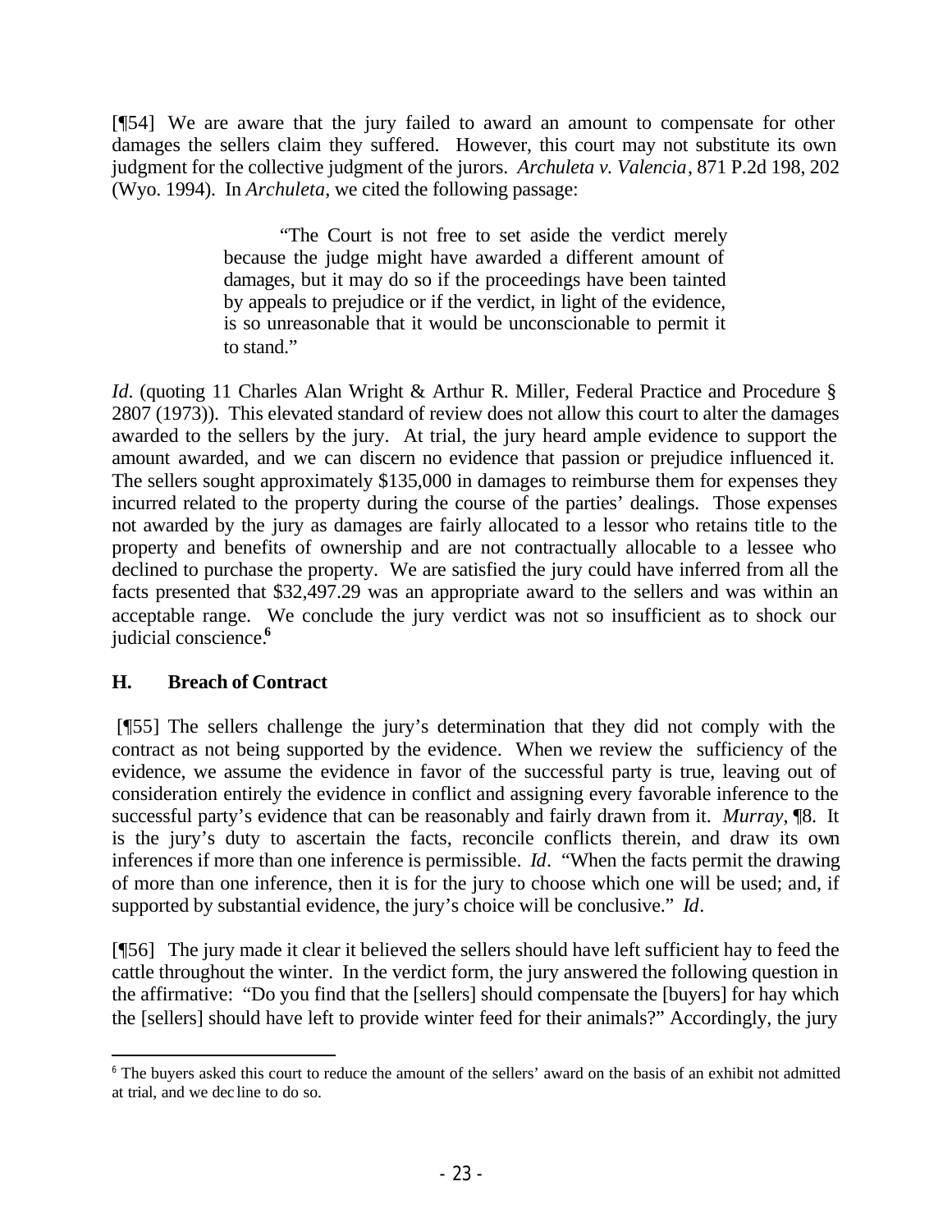[¶54] We are aware that the jury failed to award an amount to compensate for other damages the sellers claim they suffered. However, this court may not substitute its own judgment for the collective judgment of the jurors. *Archuleta v. Valencia*, 871 P.2d 198, 202 (Wyo. 1994). In *Archuleta*, we cited the following passage:

> "The Court is not free to set aside the verdict merely because the judge might have awarded a different amount of damages, but it may do so if the proceedings have been tainted by appeals to prejudice or if the verdict, in light of the evidence, is so unreasonable that it would be unconscionable to permit it to stand."

*Id*. (quoting 11 Charles Alan Wright & Arthur R. Miller, Federal Practice and Procedure § 2807 (1973)). This elevated standard of review does not allow this court to alter the damages awarded to the sellers by the jury. At trial, the jury heard ample evidence to support the amount awarded, and we can discern no evidence that passion or prejudice influenced it. The sellers sought approximately $135,000 in damages to reimburse them for expenses they incurred related to the property during the course of the parties' dealings. Those expenses not awarded by the jury as damages are fairly allocated to a lessor who retains title to the property and benefits of ownership and are not contractually allocable to a lessee who declined to purchase the property. We are satisfied the jury could have inferred from all the facts presented that $32,497.29 was an appropriate award to the sellers and was within an acceptable range. We conclude the jury verdict was not so insufficient as to shock our judicial conscience.[6]

## H. Breach of Contract

[¶55] The sellers challenge the jury's determination that they did not comply with the contract as not being supported by the evidence. When we review the sufficiency of the evidence, we assume the evidence in favor of the successful party is true, leaving out of consideration entirely the evidence in conflict and assigning every favorable inference to the successful party's evidence that can be reasonably and fairly drawn from it. *Murray*, ¶8. It is the jury's duty to ascertain the facts, reconcile conflicts therein, and draw its own inferences if more than one inference is permissible. *Id*. "When the facts permit the drawing of more than one inference, then it is for the jury to choose which one will be used; and, if supported by substantial evidence, the jury's choice will be conclusive." *Id*.

[¶56] The jury made it clear it believed the sellers should have left sufficient hay to feed the cattle throughout the winter. In the verdict form, the jury answered the following question in the affirmative: "Do you find that the [sellers] should compensate the [buyers] for hay which the [sellers] should have left to provide winter feed for their animals?" Accordingly, the jury

---

[6] The buyers asked this court to reduce the amount of the sellers' award on the basis of an exhibit not admitted at trial, and we decline to do so.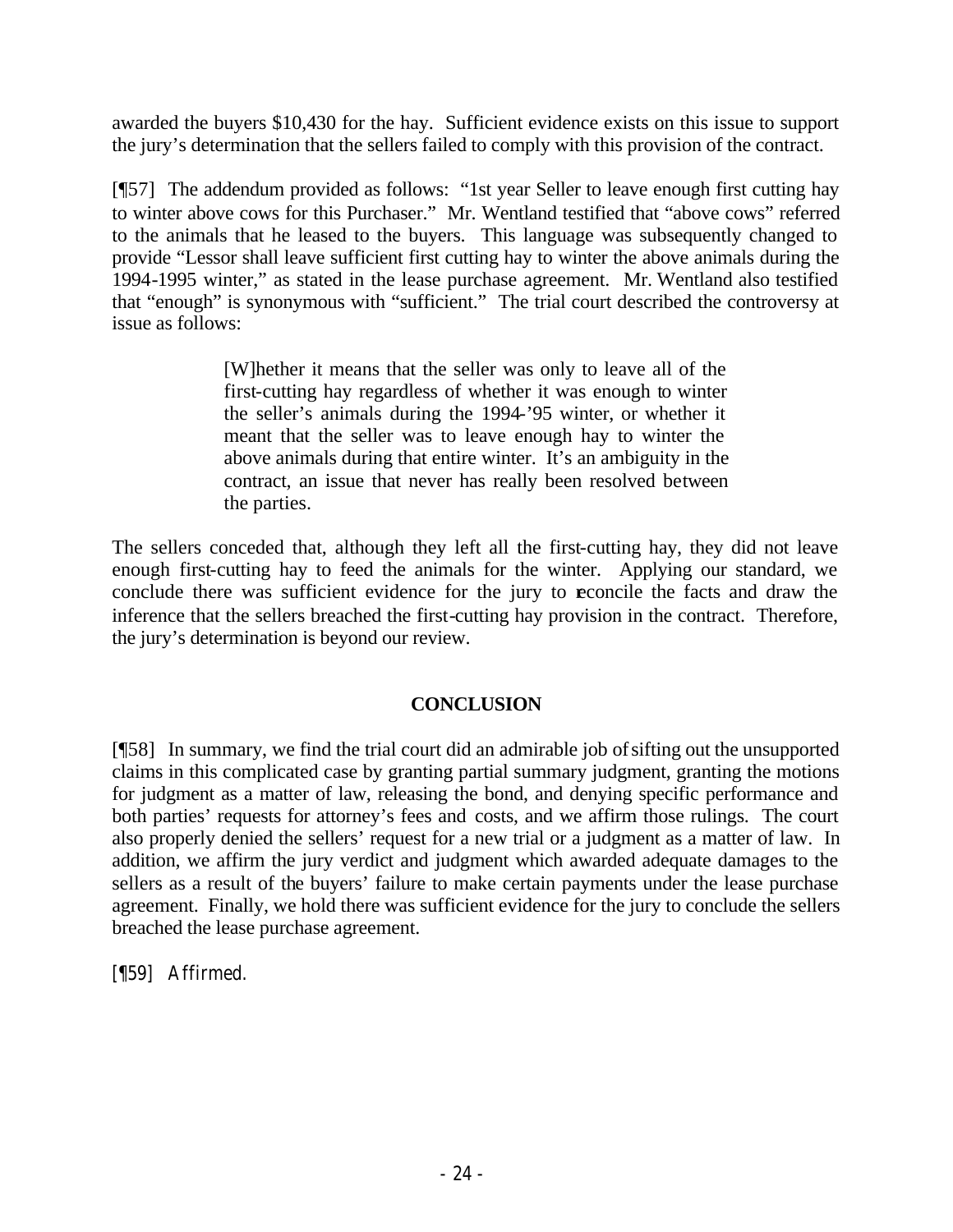awarded the buyers $10,430 for the hay. Sufficient evidence exists on this issue to support the jury's determination that the sellers failed to comply with this provision of the contract.

[¶57] The addendum provided as follows: "1st year Seller to leave enough first cutting hay to winter above cows for this Purchaser." Mr. Wentland testified that "above cows" referred to the animals that he leased to the buyers. This language was subsequently changed to provide "Lessor shall leave sufficient first cutting hay to winter the above animals during the 1994-1995 winter," as stated in the lease purchase agreement. Mr. Wentland also testified that "enough" is synonymous with "sufficient." The trial court described the controversy at issue as follows:

> [W]hether it means that the seller was only to leave all of the first-cutting hay regardless of whether it was enough to winter the seller's animals during the 1994-'95 winter, or whether it meant that the seller was to leave enough hay to winter the above animals during that entire winter. It's an ambiguity in the contract, an issue that never has really been resolved between the parties.

The sellers conceded that, although they left all the first-cutting hay, they did not leave enough first-cutting hay to feed the animals for the winter. Applying our standard, we conclude there was sufficient evidence for the jury to reconcile the facts and draw the inference that the sellers breached the first-cutting hay provision in the contract. Therefore, the jury's determination is beyond our review.

## CONCLUSION

[¶58] In summary, we find the trial court did an admirable job of sifting out the unsupported claims in this complicated case by granting partial summary judgment, granting the motions for judgment as a matter of law, releasing the bond, and denying specific performance and both parties' requests for attorney's fees and costs, and we affirm those rulings. The court also properly denied the sellers' request for a new trial or a judgment as a matter of law. In addition, we affirm the jury verdict and judgment which awarded adequate damages to the sellers as a result of the buyers' failure to make certain payments under the lease purchase agreement. Finally, we hold there was sufficient evidence for the jury to conclude the sellers breached the lease purchase agreement.

[¶59] Affirmed.